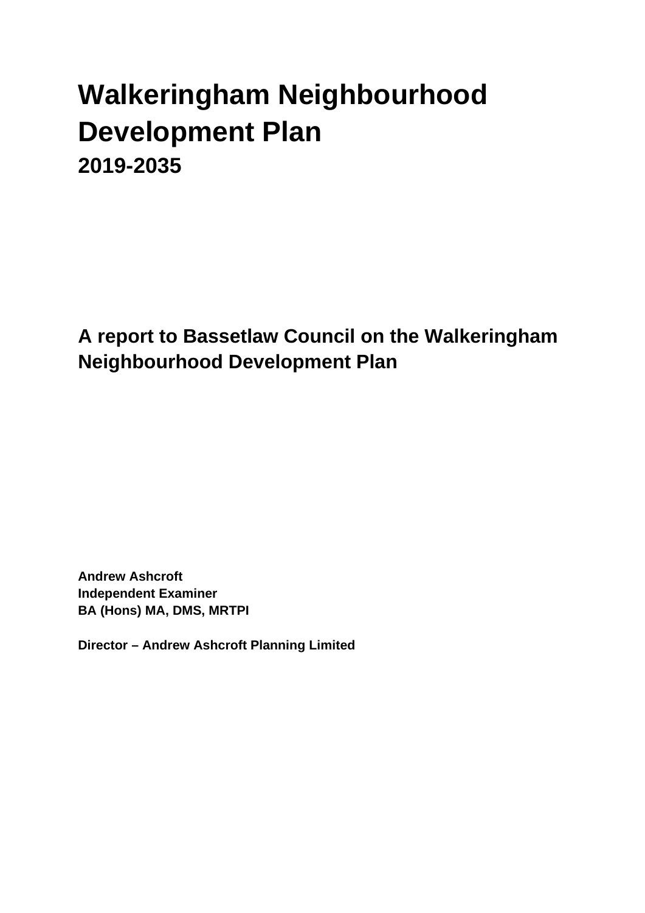# Walkeringham Neighbourhood Development Plan

## 2019-2035

## A report to Bassetlaw Council on the Walkeringham Neighbourhood Development Plan

**Andrew Ashcroft**
**Independent Examiner**
**BA (Hons) MA, DMS, MRTPI**

**Director – Andrew Ashcroft Planning Limited**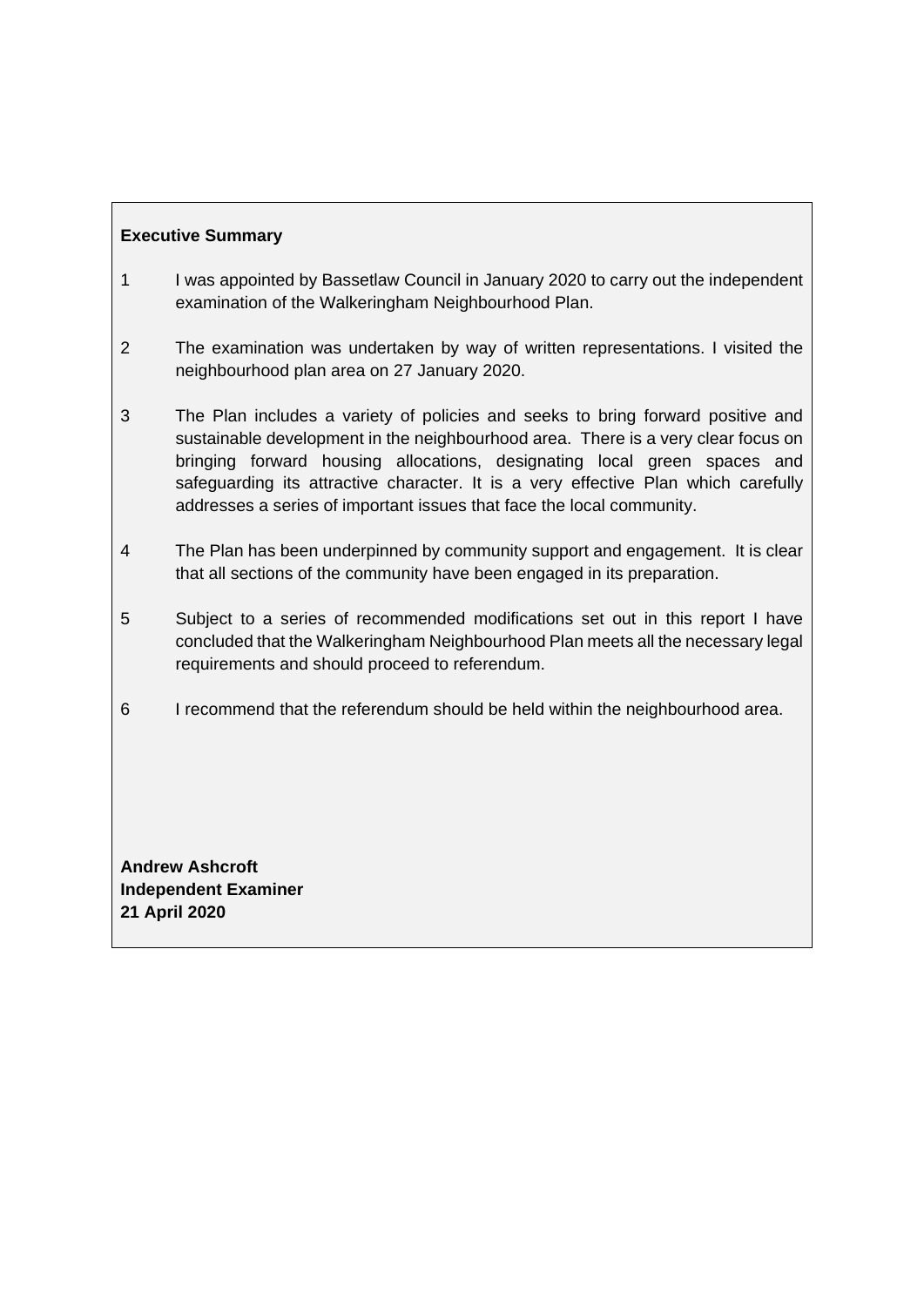**Executive Summary**

1 I was appointed by Bassetlaw Council in January 2020 to carry out the independent examination of the Walkeringham Neighbourhood Plan.

2 The examination was undertaken by way of written representations. I visited the neighbourhood plan area on 27 January 2020.

3 The Plan includes a variety of policies and seeks to bring forward positive and sustainable development in the neighbourhood area. There is a very clear focus on bringing forward housing allocations, designating local green spaces and safeguarding its attractive character. It is a very effective Plan which carefully addresses a series of important issues that face the local community.

4 The Plan has been underpinned by community support and engagement. It is clear that all sections of the community have been engaged in its preparation.

5 Subject to a series of recommended modifications set out in this report I have concluded that the Walkeringham Neighbourhood Plan meets all the necessary legal requirements and should proceed to referendum.

6 I recommend that the referendum should be held within the neighbourhood area.

**Andrew Ashcroft**
**Independent Examiner**
**21 April 2020**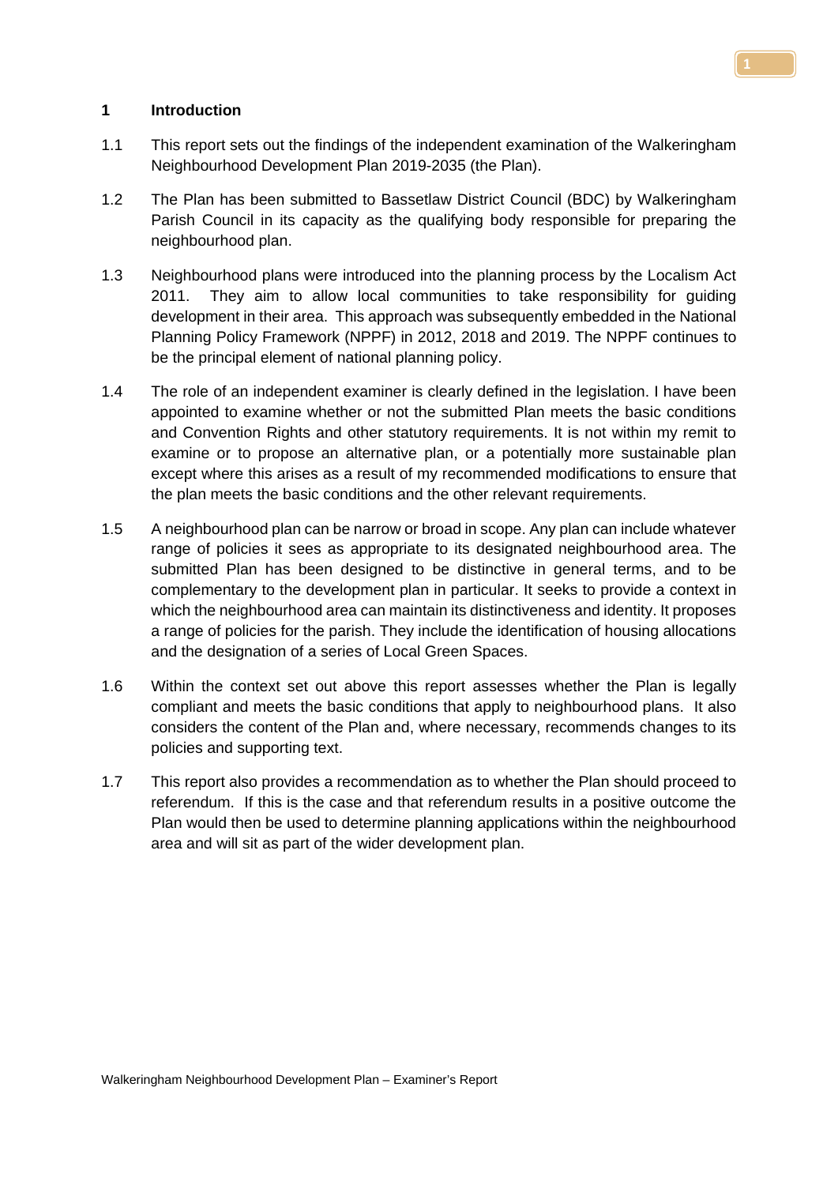## 1 Introduction

1.1 This report sets out the findings of the independent examination of the Walkeringham Neighbourhood Development Plan 2019-2035 (the Plan).

1.2 The Plan has been submitted to Bassetlaw District Council (BDC) by Walkeringham Parish Council in its capacity as the qualifying body responsible for preparing the neighbourhood plan.

1.3 Neighbourhood plans were introduced into the planning process by the Localism Act 2011. They aim to allow local communities to take responsibility for guiding development in their area. This approach was subsequently embedded in the National Planning Policy Framework (NPPF) in 2012, 2018 and 2019. The NPPF continues to be the principal element of national planning policy.

1.4 The role of an independent examiner is clearly defined in the legislation. I have been appointed to examine whether or not the submitted Plan meets the basic conditions and Convention Rights and other statutory requirements. It is not within my remit to examine or to propose an alternative plan, or a potentially more sustainable plan except where this arises as a result of my recommended modifications to ensure that the plan meets the basic conditions and the other relevant requirements.

1.5 A neighbourhood plan can be narrow or broad in scope. Any plan can include whatever range of policies it sees as appropriate to its designated neighbourhood area. The submitted Plan has been designed to be distinctive in general terms, and to be complementary to the development plan in particular. It seeks to provide a context in which the neighbourhood area can maintain its distinctiveness and identity. It proposes a range of policies for the parish. They include the identification of housing allocations and the designation of a series of Local Green Spaces.

1.6 Within the context set out above this report assesses whether the Plan is legally compliant and meets the basic conditions that apply to neighbourhood plans. It also considers the content of the Plan and, where necessary, recommends changes to its policies and supporting text.

1.7 This report also provides a recommendation as to whether the Plan should proceed to referendum. If this is the case and that referendum results in a positive outcome the Plan would then be used to determine planning applications within the neighbourhood area and will sit as part of the wider development plan.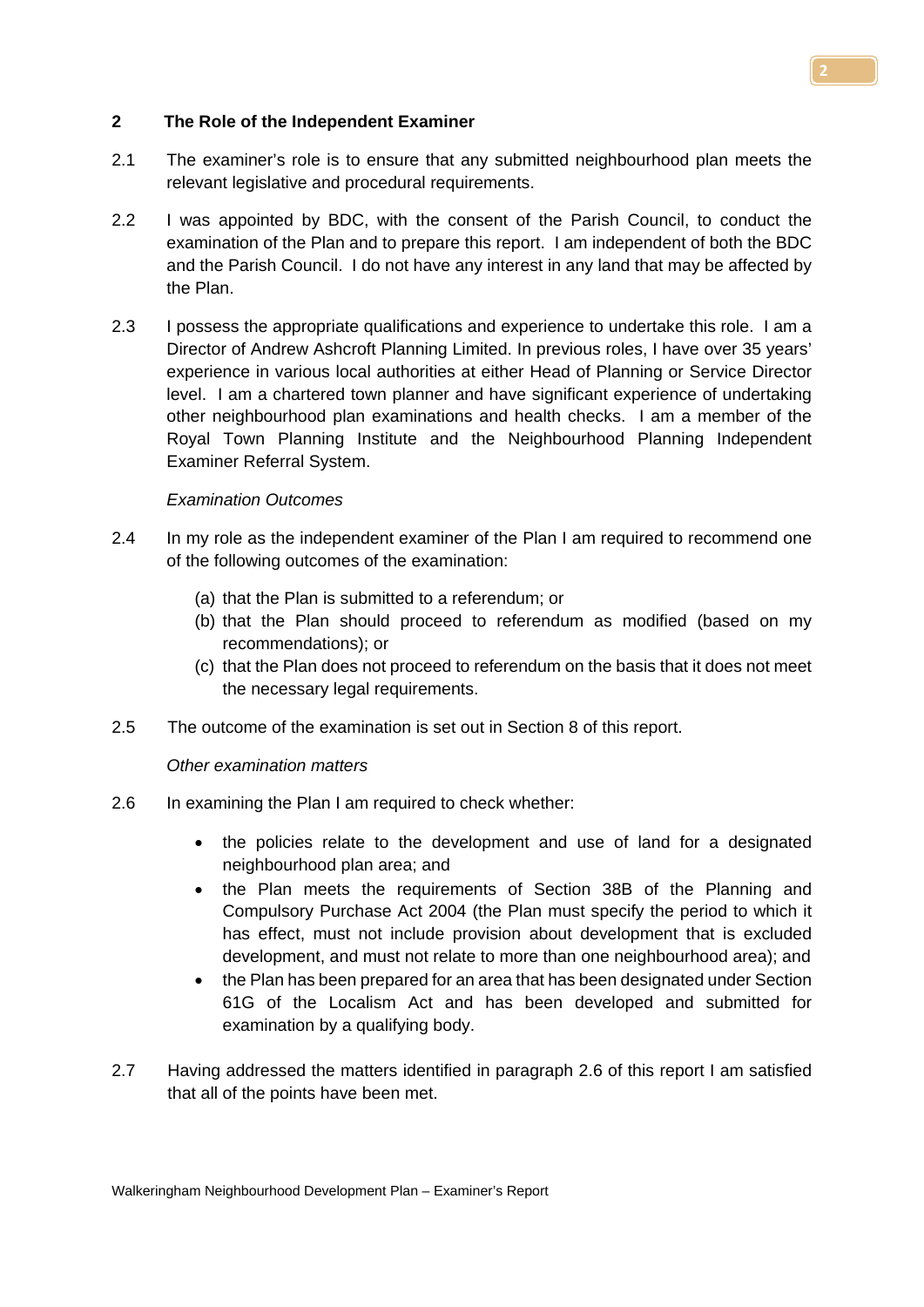## 2 The Role of the Independent Examiner

2.1 The examiner's role is to ensure that any submitted neighbourhood plan meets the relevant legislative and procedural requirements.

2.2 I was appointed by BDC, with the consent of the Parish Council, to conduct the examination of the Plan and to prepare this report. I am independent of both the BDC and the Parish Council. I do not have any interest in any land that may be affected by the Plan.

2.3 I possess the appropriate qualifications and experience to undertake this role. I am a Director of Andrew Ashcroft Planning Limited. In previous roles, I have over 35 years' experience in various local authorities at either Head of Planning or Service Director level. I am a chartered town planner and have significant experience of undertaking other neighbourhood plan examinations and health checks. I am a member of the Royal Town Planning Institute and the Neighbourhood Planning Independent Examiner Referral System.

*Examination Outcomes*

2.4 In my role as the independent examiner of the Plan I am required to recommend one of the following outcomes of the examination:

(a) that the Plan is submitted to a referendum; or
(b) that the Plan should proceed to referendum as modified (based on my recommendations); or
(c) that the Plan does not proceed to referendum on the basis that it does not meet the necessary legal requirements.

2.5 The outcome of the examination is set out in Section 8 of this report.

*Other examination matters*

2.6 In examining the Plan I am required to check whether:

- the policies relate to the development and use of land for a designated neighbourhood plan area; and
- the Plan meets the requirements of Section 38B of the Planning and Compulsory Purchase Act 2004 (the Plan must specify the period to which it has effect, must not include provision about development that is excluded development, and must not relate to more than one neighbourhood area); and
- the Plan has been prepared for an area that has been designated under Section 61G of the Localism Act and has been developed and submitted for examination by a qualifying body.

2.7 Having addressed the matters identified in paragraph 2.6 of this report I am satisfied that all of the points have been met.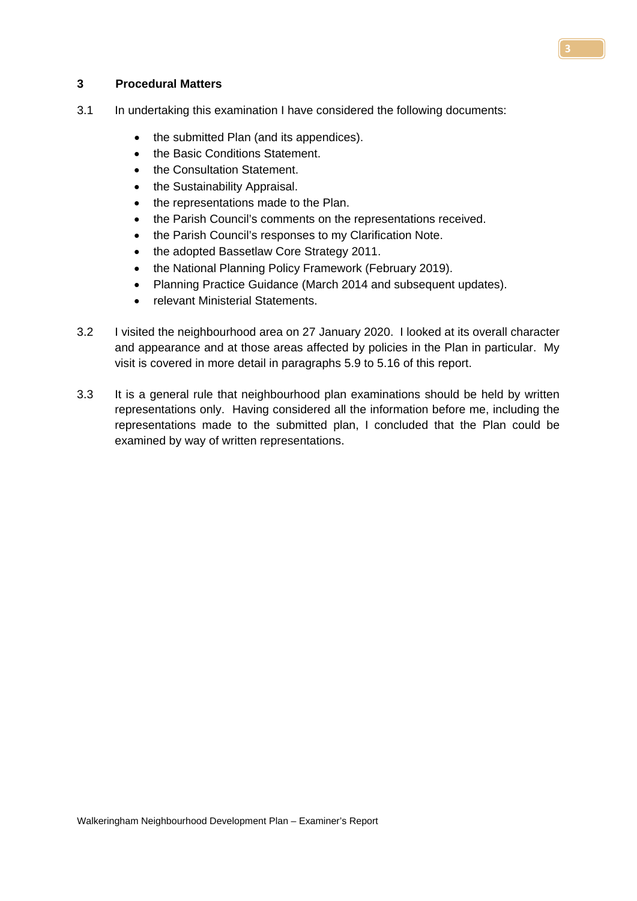## 3 Procedural Matters

3.1 In undertaking this examination I have considered the following documents:

- the submitted Plan (and its appendices).
- the Basic Conditions Statement.
- the Consultation Statement.
- the Sustainability Appraisal.
- the representations made to the Plan.
- the Parish Council's comments on the representations received.
- the Parish Council's responses to my Clarification Note.
- the adopted Bassetlaw Core Strategy 2011.
- the National Planning Policy Framework (February 2019).
- Planning Practice Guidance (March 2014 and subsequent updates).
- relevant Ministerial Statements.

3.2 I visited the neighbourhood area on 27 January 2020. I looked at its overall character and appearance and at those areas affected by policies in the Plan in particular. My visit is covered in more detail in paragraphs 5.9 to 5.16 of this report.

3.3 It is a general rule that neighbourhood plan examinations should be held by written representations only. Having considered all the information before me, including the representations made to the submitted plan, I concluded that the Plan could be examined by way of written representations.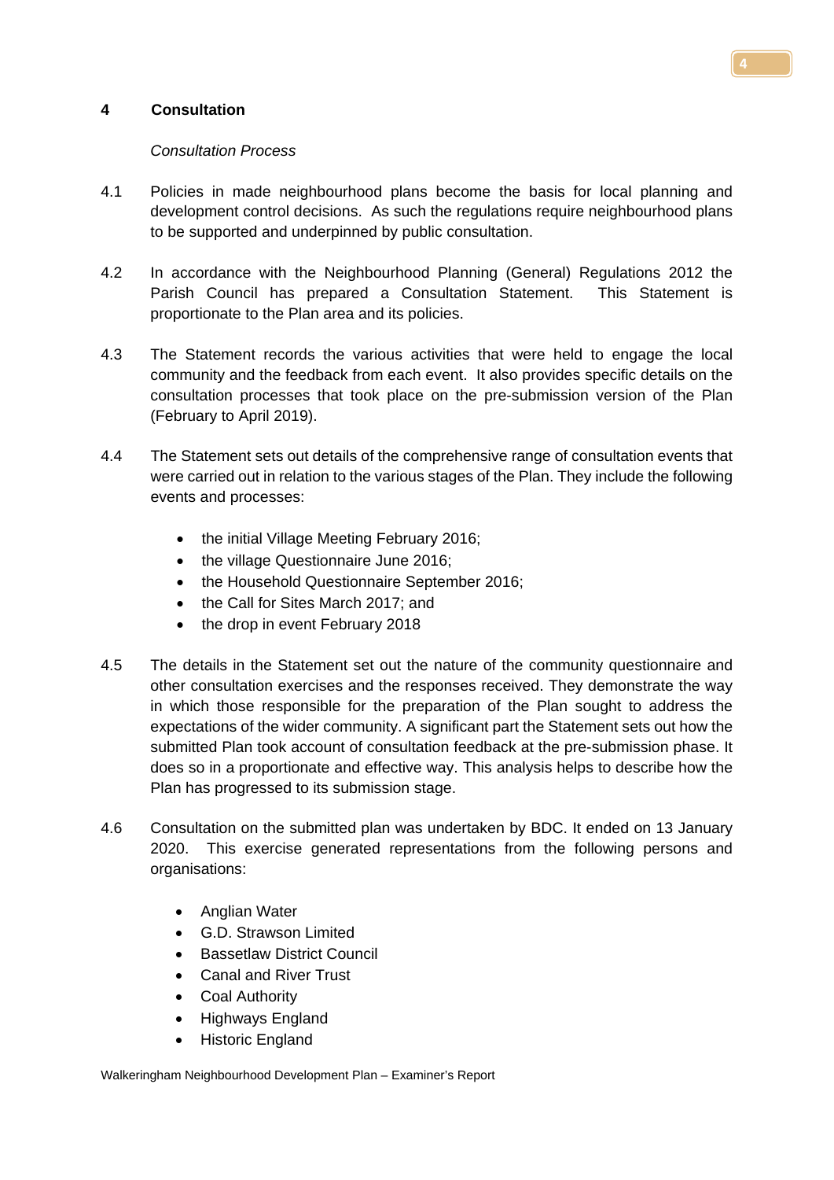## 4 Consultation

*Consultation Process*

4.1 Policies in made neighbourhood plans become the basis for local planning and development control decisions. As such the regulations require neighbourhood plans to be supported and underpinned by public consultation.

4.2 In accordance with the Neighbourhood Planning (General) Regulations 2012 the Parish Council has prepared a Consultation Statement. This Statement is proportionate to the Plan area and its policies.

4.3 The Statement records the various activities that were held to engage the local community and the feedback from each event. It also provides specific details on the consultation processes that took place on the pre-submission version of the Plan (February to April 2019).

4.4 The Statement sets out details of the comprehensive range of consultation events that were carried out in relation to the various stages of the Plan. They include the following events and processes:

- the initial Village Meeting February 2016;
- the village Questionnaire June 2016;
- the Household Questionnaire September 2016;
- the Call for Sites March 2017; and
- the drop in event February 2018

4.5 The details in the Statement set out the nature of the community questionnaire and other consultation exercises and the responses received. They demonstrate the way in which those responsible for the preparation of the Plan sought to address the expectations of the wider community. A significant part the Statement sets out how the submitted Plan took account of consultation feedback at the pre-submission phase. It does so in a proportionate and effective way. This analysis helps to describe how the Plan has progressed to its submission stage.

4.6 Consultation on the submitted plan was undertaken by BDC. It ended on 13 January 2020. This exercise generated representations from the following persons and organisations:

- Anglian Water
- G.D. Strawson Limited
- Bassetlaw District Council
- Canal and River Trust
- Coal Authority
- Highways England
- Historic England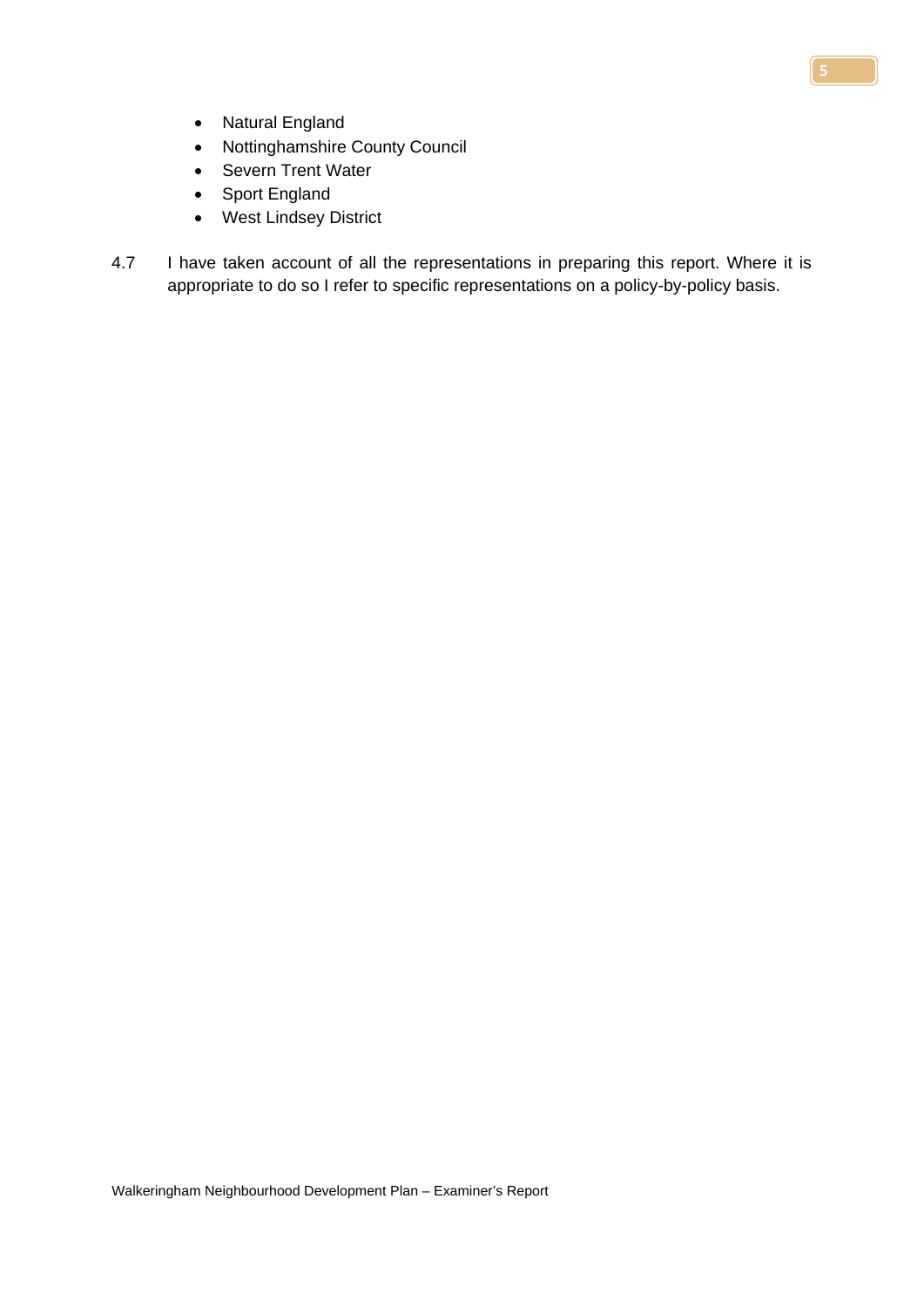- Natural England
- Nottinghamshire County Council
- Severn Trent Water
- Sport England
- West Lindsey District

4.7 I have taken account of all the representations in preparing this report. Where it is appropriate to do so I refer to specific representations on a policy-by-policy basis.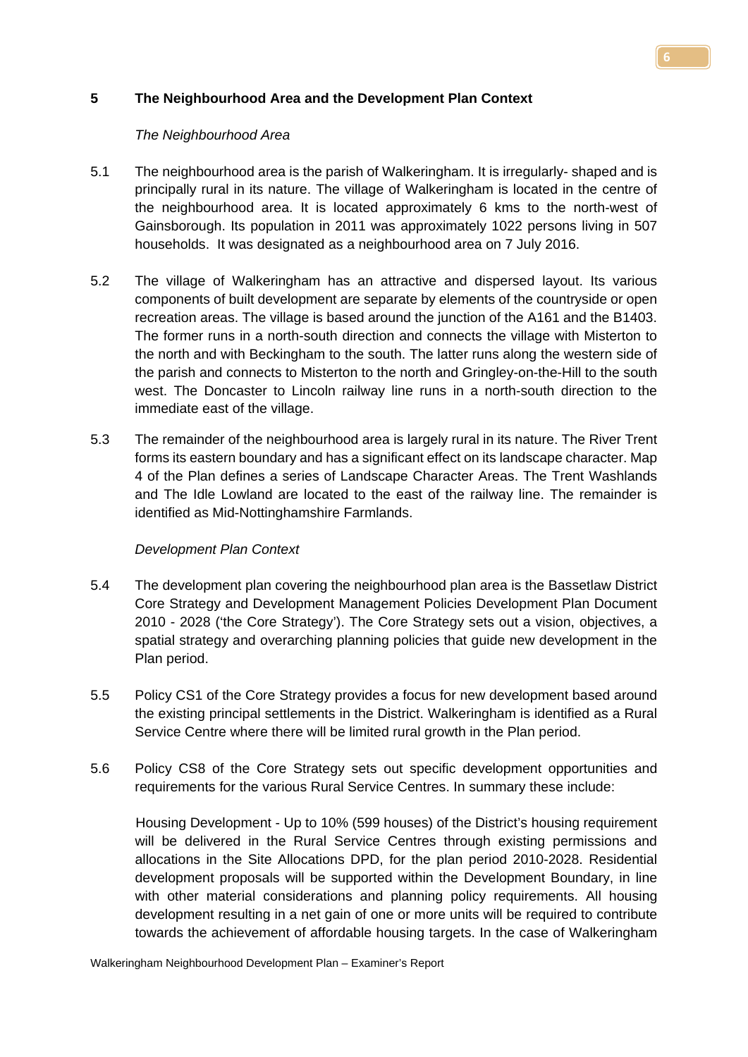## 5 The Neighbourhood Area and the Development Plan Context

*The Neighbourhood Area*

5.1 The neighbourhood area is the parish of Walkeringham. It is irregularly- shaped and is principally rural in its nature. The village of Walkeringham is located in the centre of the neighbourhood area. It is located approximately 6 kms to the north-west of Gainsborough. Its population in 2011 was approximately 1022 persons living in 507 households. It was designated as a neighbourhood area on 7 July 2016.

5.2 The village of Walkeringham has an attractive and dispersed layout. Its various components of built development are separate by elements of the countryside or open recreation areas. The village is based around the junction of the A161 and the B1403. The former runs in a north-south direction and connects the village with Misterton to the north and with Beckingham to the south. The latter runs along the western side of the parish and connects to Misterton to the north and Gringley-on-the-Hill to the south west. The Doncaster to Lincoln railway line runs in a north-south direction to the immediate east of the village.

5.3 The remainder of the neighbourhood area is largely rural in its nature. The River Trent forms its eastern boundary and has a significant effect on its landscape character. Map 4 of the Plan defines a series of Landscape Character Areas. The Trent Washlands and The Idle Lowland are located to the east of the railway line. The remainder is identified as Mid-Nottinghamshire Farmlands.

*Development Plan Context*

5.4 The development plan covering the neighbourhood plan area is the Bassetlaw District Core Strategy and Development Management Policies Development Plan Document 2010 - 2028 ('the Core Strategy'). The Core Strategy sets out a vision, objectives, a spatial strategy and overarching planning policies that guide new development in the Plan period.

5.5 Policy CS1 of the Core Strategy provides a focus for new development based around the existing principal settlements in the District. Walkeringham is identified as a Rural Service Centre where there will be limited rural growth in the Plan period.

5.6 Policy CS8 of the Core Strategy sets out specific development opportunities and requirements for the various Rural Service Centres. In summary these include:

Housing Development - Up to 10% (599 houses) of the District's housing requirement will be delivered in the Rural Service Centres through existing permissions and allocations in the Site Allocations DPD, for the plan period 2010-2028. Residential development proposals will be supported within the Development Boundary, in line with other material considerations and planning policy requirements. All housing development resulting in a net gain of one or more units will be required to contribute towards the achievement of affordable housing targets. In the case of Walkeringham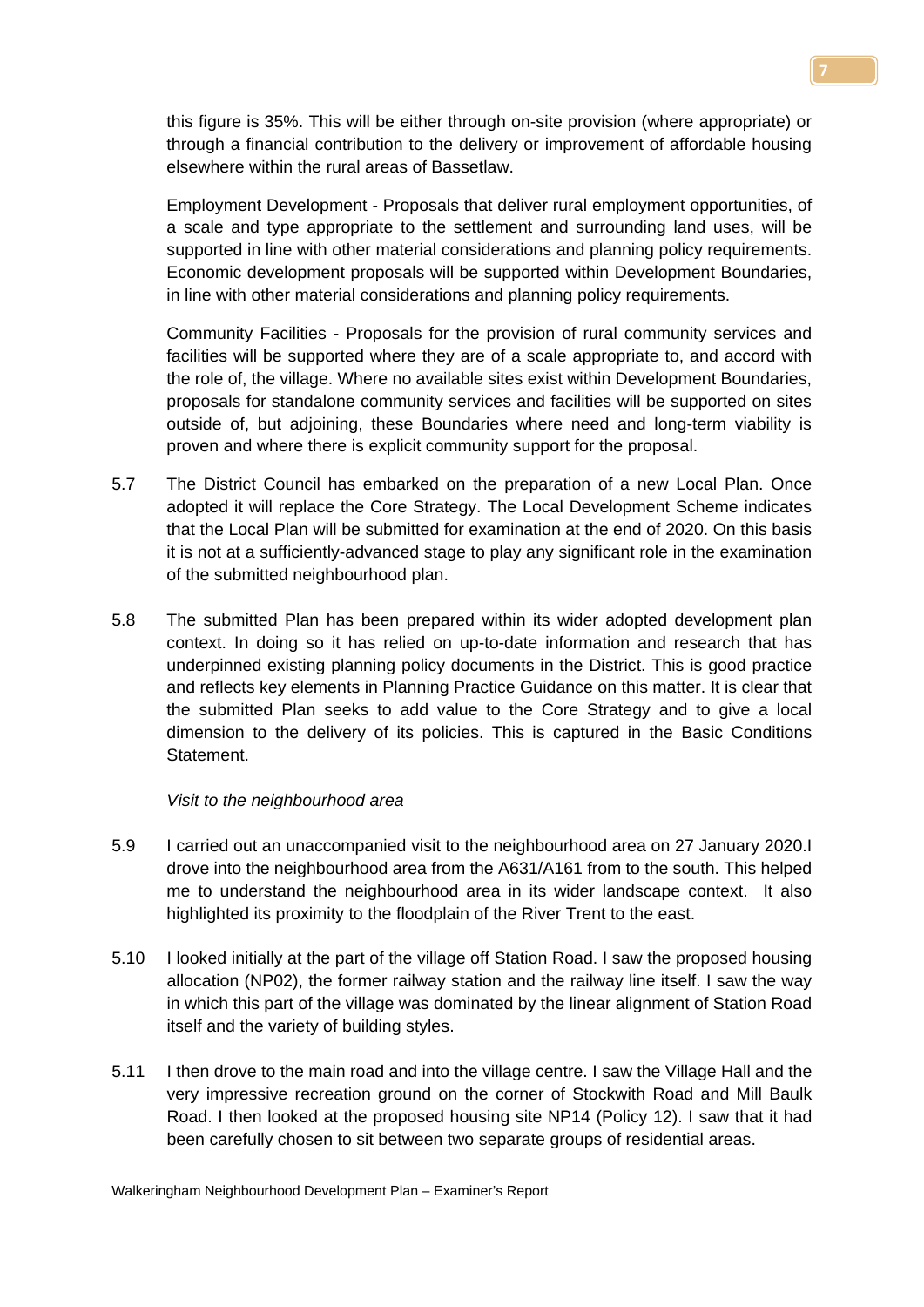this figure is 35%. This will be either through on-site provision (where appropriate) or through a financial contribution to the delivery or improvement of affordable housing elsewhere within the rural areas of Bassetlaw.

Employment Development - Proposals that deliver rural employment opportunities, of a scale and type appropriate to the settlement and surrounding land uses, will be supported in line with other material considerations and planning policy requirements. Economic development proposals will be supported within Development Boundaries, in line with other material considerations and planning policy requirements.

Community Facilities - Proposals for the provision of rural community services and facilities will be supported where they are of a scale appropriate to, and accord with the role of, the village. Where no available sites exist within Development Boundaries, proposals for standalone community services and facilities will be supported on sites outside of, but adjoining, these Boundaries where need and long-term viability is proven and where there is explicit community support for the proposal.

5.7 The District Council has embarked on the preparation of a new Local Plan. Once adopted it will replace the Core Strategy. The Local Development Scheme indicates that the Local Plan will be submitted for examination at the end of 2020. On this basis it is not at a sufficiently-advanced stage to play any significant role in the examination of the submitted neighbourhood plan.

5.8 The submitted Plan has been prepared within its wider adopted development plan context. In doing so it has relied on up-to-date information and research that has underpinned existing planning policy documents in the District. This is good practice and reflects key elements in Planning Practice Guidance on this matter. It is clear that the submitted Plan seeks to add value to the Core Strategy and to give a local dimension to the delivery of its policies. This is captured in the Basic Conditions Statement.

*Visit to the neighbourhood area*

5.9 I carried out an unaccompanied visit to the neighbourhood area on 27 January 2020.I drove into the neighbourhood area from the A631/A161 from to the south. This helped me to understand the neighbourhood area in its wider landscape context. It also highlighted its proximity to the floodplain of the River Trent to the east.

5.10 I looked initially at the part of the village off Station Road. I saw the proposed housing allocation (NP02), the former railway station and the railway line itself. I saw the way in which this part of the village was dominated by the linear alignment of Station Road itself and the variety of building styles.

5.11 I then drove to the main road and into the village centre. I saw the Village Hall and the very impressive recreation ground on the corner of Stockwith Road and Mill Baulk Road. I then looked at the proposed housing site NP14 (Policy 12). I saw that it had been carefully chosen to sit between two separate groups of residential areas.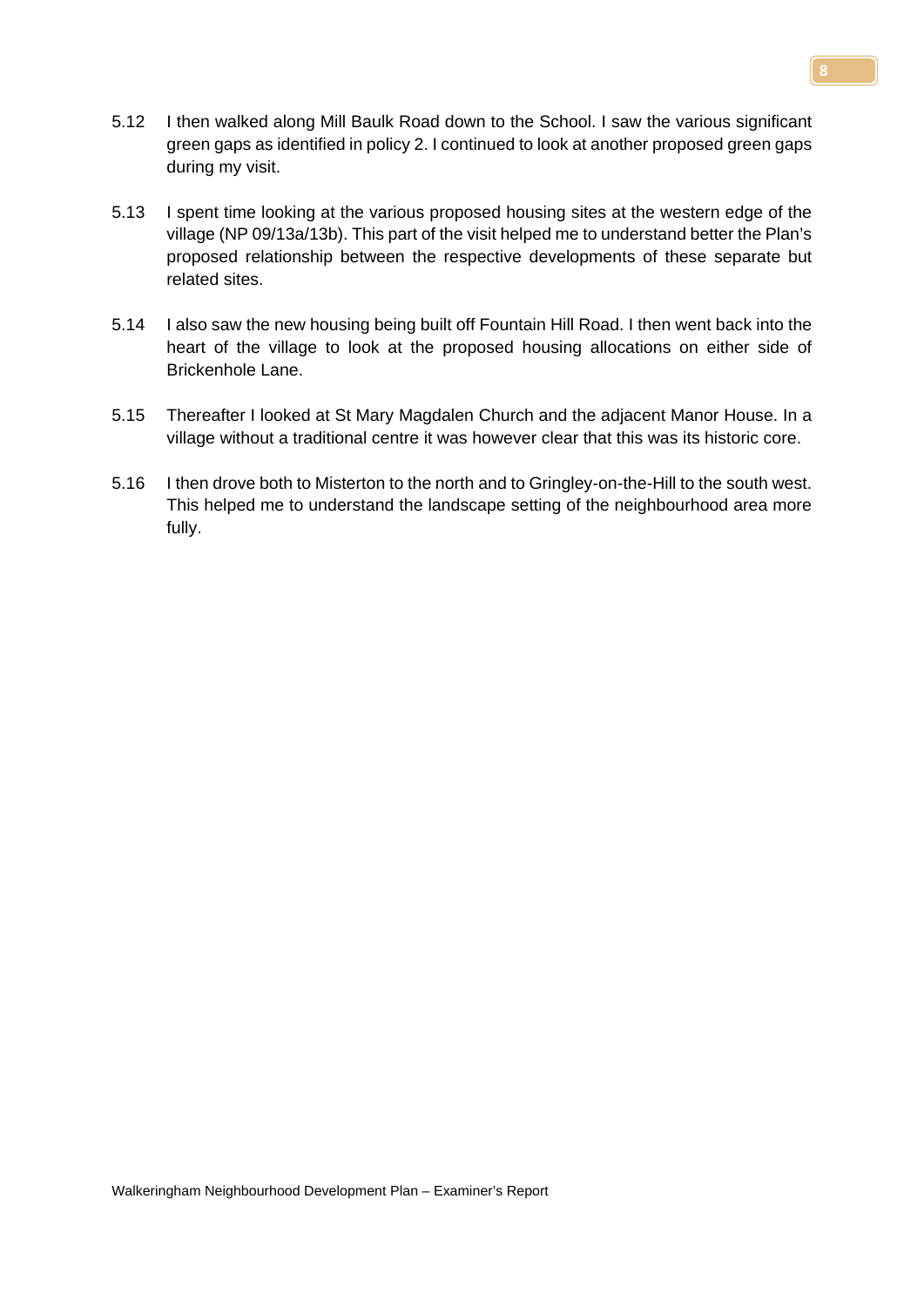5.12 I then walked along Mill Baulk Road down to the School. I saw the various significant green gaps as identified in policy 2. I continued to look at another proposed green gaps during my visit.

5.13 I spent time looking at the various proposed housing sites at the western edge of the village (NP 09/13a/13b). This part of the visit helped me to understand better the Plan's proposed relationship between the respective developments of these separate but related sites.

5.14 I also saw the new housing being built off Fountain Hill Road. I then went back into the heart of the village to look at the proposed housing allocations on either side of Brickenhole Lane.

5.15 Thereafter I looked at St Mary Magdalen Church and the adjacent Manor House. In a village without a traditional centre it was however clear that this was its historic core.

5.16 I then drove both to Misterton to the north and to Gringley-on-the-Hill to the south west. This helped me to understand the landscape setting of the neighbourhood area more fully.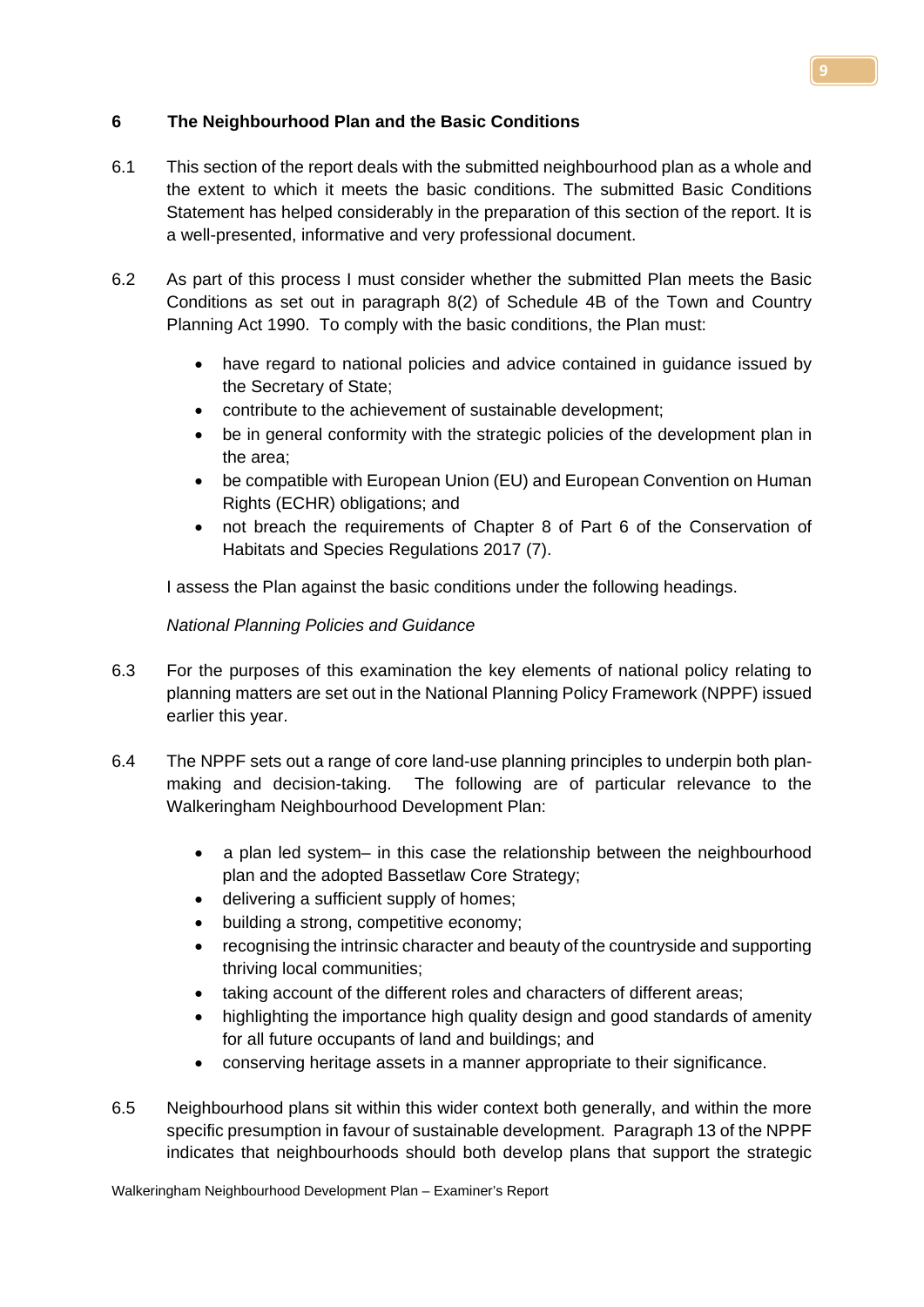## 6 The Neighbourhood Plan and the Basic Conditions

6.1 This section of the report deals with the submitted neighbourhood plan as a whole and the extent to which it meets the basic conditions. The submitted Basic Conditions Statement has helped considerably in the preparation of this section of the report. It is a well-presented, informative and very professional document.

6.2 As part of this process I must consider whether the submitted Plan meets the Basic Conditions as set out in paragraph 8(2) of Schedule 4B of the Town and Country Planning Act 1990. To comply with the basic conditions, the Plan must:

- have regard to national policies and advice contained in guidance issued by the Secretary of State;
- contribute to the achievement of sustainable development;
- be in general conformity with the strategic policies of the development plan in the area;
- be compatible with European Union (EU) and European Convention on Human Rights (ECHR) obligations; and
- not breach the requirements of Chapter 8 of Part 6 of the Conservation of Habitats and Species Regulations 2017 (7).

I assess the Plan against the basic conditions under the following headings.

*National Planning Policies and Guidance*

6.3 For the purposes of this examination the key elements of national policy relating to planning matters are set out in the National Planning Policy Framework (NPPF) issued earlier this year.

6.4 The NPPF sets out a range of core land-use planning principles to underpin both plan-making and decision-taking. The following are of particular relevance to the Walkeringham Neighbourhood Development Plan:

- a plan led system– in this case the relationship between the neighbourhood plan and the adopted Bassetlaw Core Strategy;
- delivering a sufficient supply of homes;
- building a strong, competitive economy;
- recognising the intrinsic character and beauty of the countryside and supporting thriving local communities;
- taking account of the different roles and characters of different areas;
- highlighting the importance high quality design and good standards of amenity for all future occupants of land and buildings; and
- conserving heritage assets in a manner appropriate to their significance.

6.5 Neighbourhood plans sit within this wider context both generally, and within the more specific presumption in favour of sustainable development. Paragraph 13 of the NPPF indicates that neighbourhoods should both develop plans that support the strategic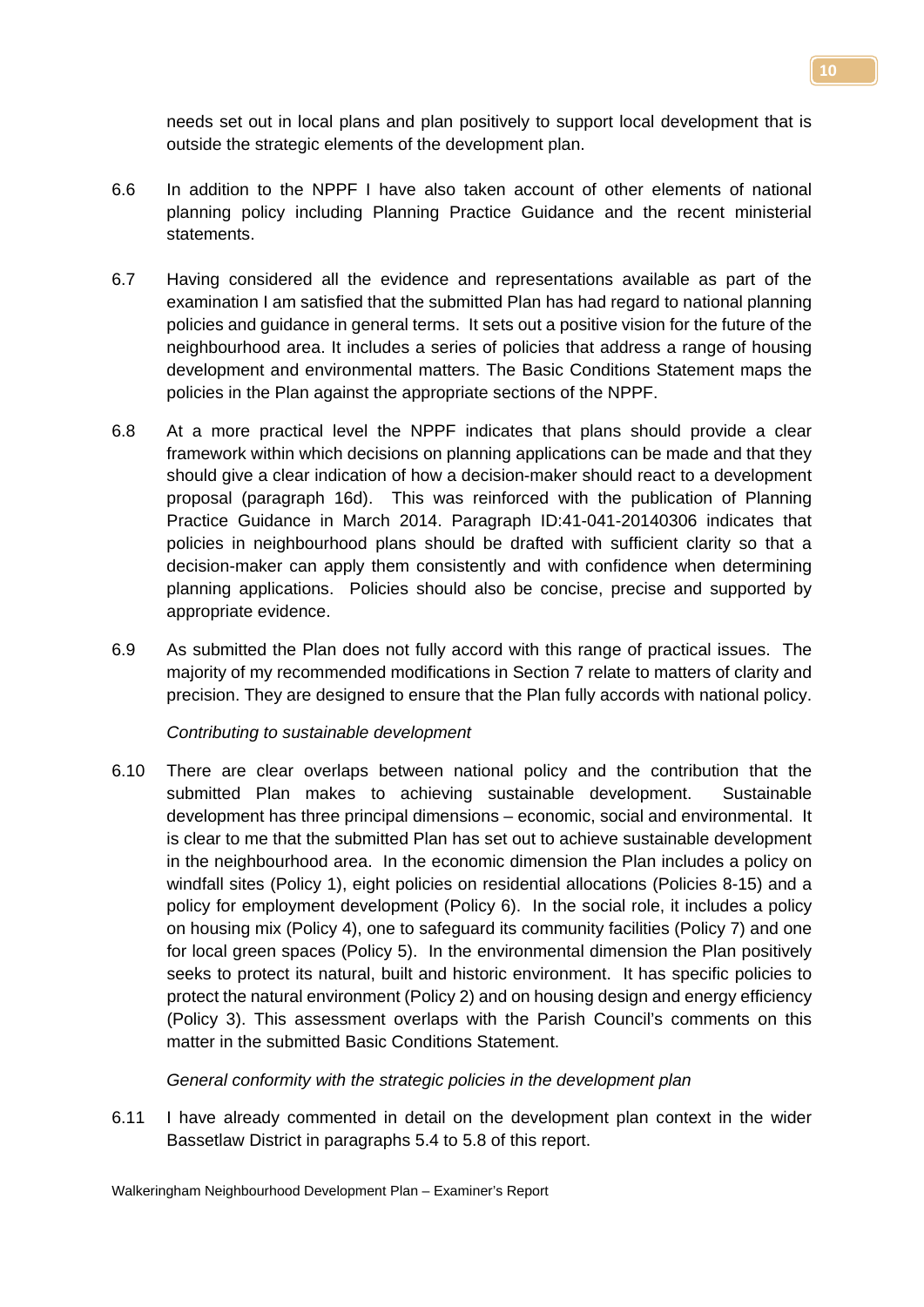needs set out in local plans and plan positively to support local development that is outside the strategic elements of the development plan.

6.6 In addition to the NPPF I have also taken account of other elements of national planning policy including Planning Practice Guidance and the recent ministerial statements.

6.7 Having considered all the evidence and representations available as part of the examination I am satisfied that the submitted Plan has had regard to national planning policies and guidance in general terms. It sets out a positive vision for the future of the neighbourhood area. It includes a series of policies that address a range of housing development and environmental matters. The Basic Conditions Statement maps the policies in the Plan against the appropriate sections of the NPPF.

6.8 At a more practical level the NPPF indicates that plans should provide a clear framework within which decisions on planning applications can be made and that they should give a clear indication of how a decision-maker should react to a development proposal (paragraph 16d). This was reinforced with the publication of Planning Practice Guidance in March 2014. Paragraph ID:41-041-20140306 indicates that policies in neighbourhood plans should be drafted with sufficient clarity so that a decision-maker can apply them consistently and with confidence when determining planning applications. Policies should also be concise, precise and supported by appropriate evidence.

6.9 As submitted the Plan does not fully accord with this range of practical issues. The majority of my recommended modifications in Section 7 relate to matters of clarity and precision. They are designed to ensure that the Plan fully accords with national policy.

*Contributing to sustainable development*

6.10 There are clear overlaps between national policy and the contribution that the submitted Plan makes to achieving sustainable development. Sustainable development has three principal dimensions – economic, social and environmental. It is clear to me that the submitted Plan has set out to achieve sustainable development in the neighbourhood area. In the economic dimension the Plan includes a policy on windfall sites (Policy 1), eight policies on residential allocations (Policies 8-15) and a policy for employment development (Policy 6). In the social role, it includes a policy on housing mix (Policy 4), one to safeguard its community facilities (Policy 7) and one for local green spaces (Policy 5). In the environmental dimension the Plan positively seeks to protect its natural, built and historic environment. It has specific policies to protect the natural environment (Policy 2) and on housing design and energy efficiency (Policy 3). This assessment overlaps with the Parish Council's comments on this matter in the submitted Basic Conditions Statement.

*General conformity with the strategic policies in the development plan*

6.11 I have already commented in detail on the development plan context in the wider Bassetlaw District in paragraphs 5.4 to 5.8 of this report.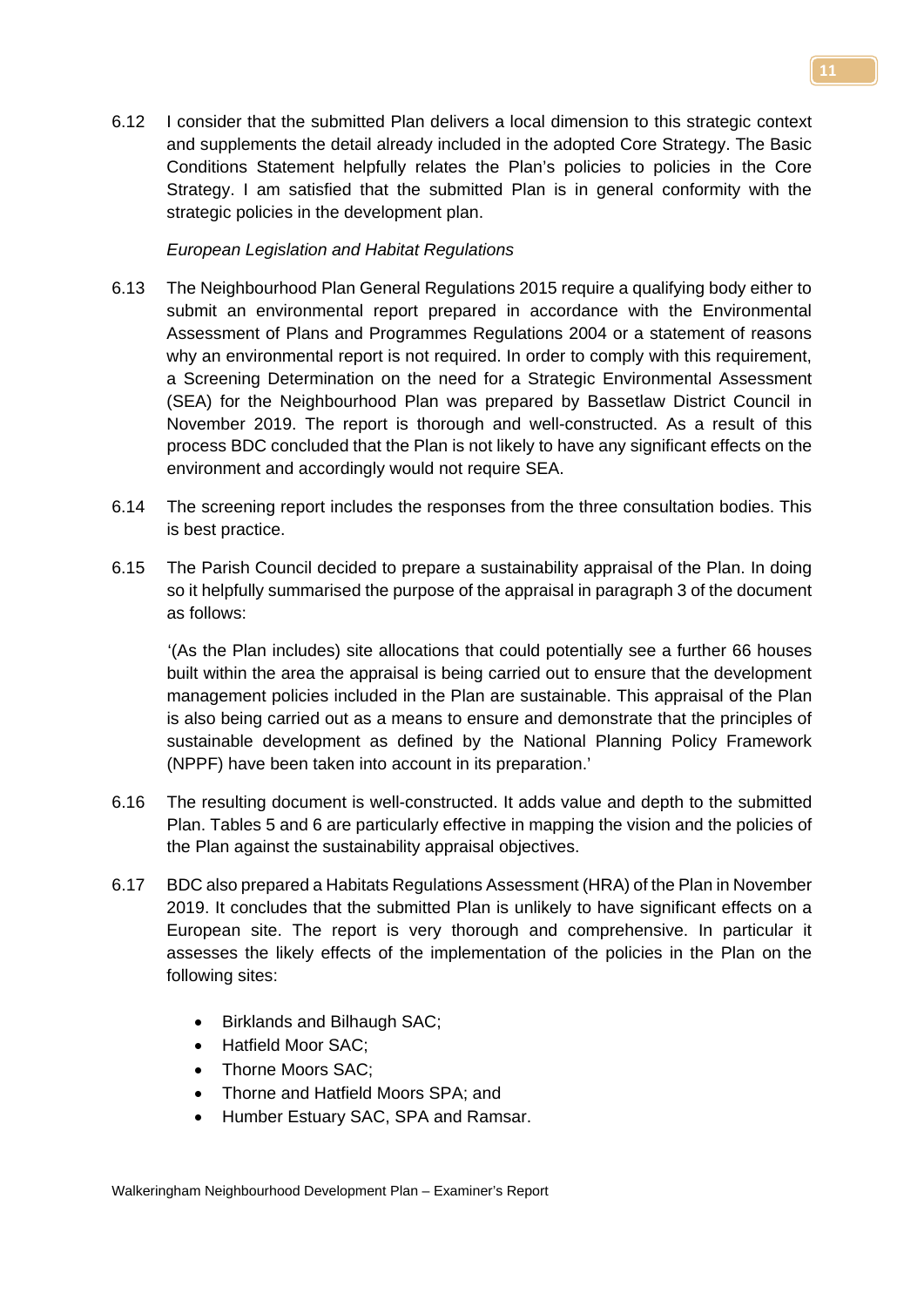6.12 I consider that the submitted Plan delivers a local dimension to this strategic context and supplements the detail already included in the adopted Core Strategy. The Basic Conditions Statement helpfully relates the Plan's policies to policies in the Core Strategy. I am satisfied that the submitted Plan is in general conformity with the strategic policies in the development plan.

*European Legislation and Habitat Regulations*

6.13 The Neighbourhood Plan General Regulations 2015 require a qualifying body either to submit an environmental report prepared in accordance with the Environmental Assessment of Plans and Programmes Regulations 2004 or a statement of reasons why an environmental report is not required. In order to comply with this requirement, a Screening Determination on the need for a Strategic Environmental Assessment (SEA) for the Neighbourhood Plan was prepared by Bassetlaw District Council in November 2019. The report is thorough and well-constructed. As a result of this process BDC concluded that the Plan is not likely to have any significant effects on the environment and accordingly would not require SEA.

6.14 The screening report includes the responses from the three consultation bodies. This is best practice.

6.15 The Parish Council decided to prepare a sustainability appraisal of the Plan. In doing so it helpfully summarised the purpose of the appraisal in paragraph 3 of the document as follows:

> '(As the Plan includes) site allocations that could potentially see a further 66 houses built within the area the appraisal is being carried out to ensure that the development management policies included in the Plan are sustainable. This appraisal of the Plan is also being carried out as a means to ensure and demonstrate that the principles of sustainable development as defined by the National Planning Policy Framework (NPPF) have been taken into account in its preparation.'

6.16 The resulting document is well-constructed. It adds value and depth to the submitted Plan. Tables 5 and 6 are particularly effective in mapping the vision and the policies of the Plan against the sustainability appraisal objectives.

6.17 BDC also prepared a Habitats Regulations Assessment (HRA) of the Plan in November 2019. It concludes that the submitted Plan is unlikely to have significant effects on a European site. The report is very thorough and comprehensive. In particular it assesses the likely effects of the implementation of the policies in the Plan on the following sites:

- Birklands and Bilhaugh SAC;
- Hatfield Moor SAC;
- Thorne Moors SAC;
- Thorne and Hatfield Moors SPA; and
- Humber Estuary SAC, SPA and Ramsar.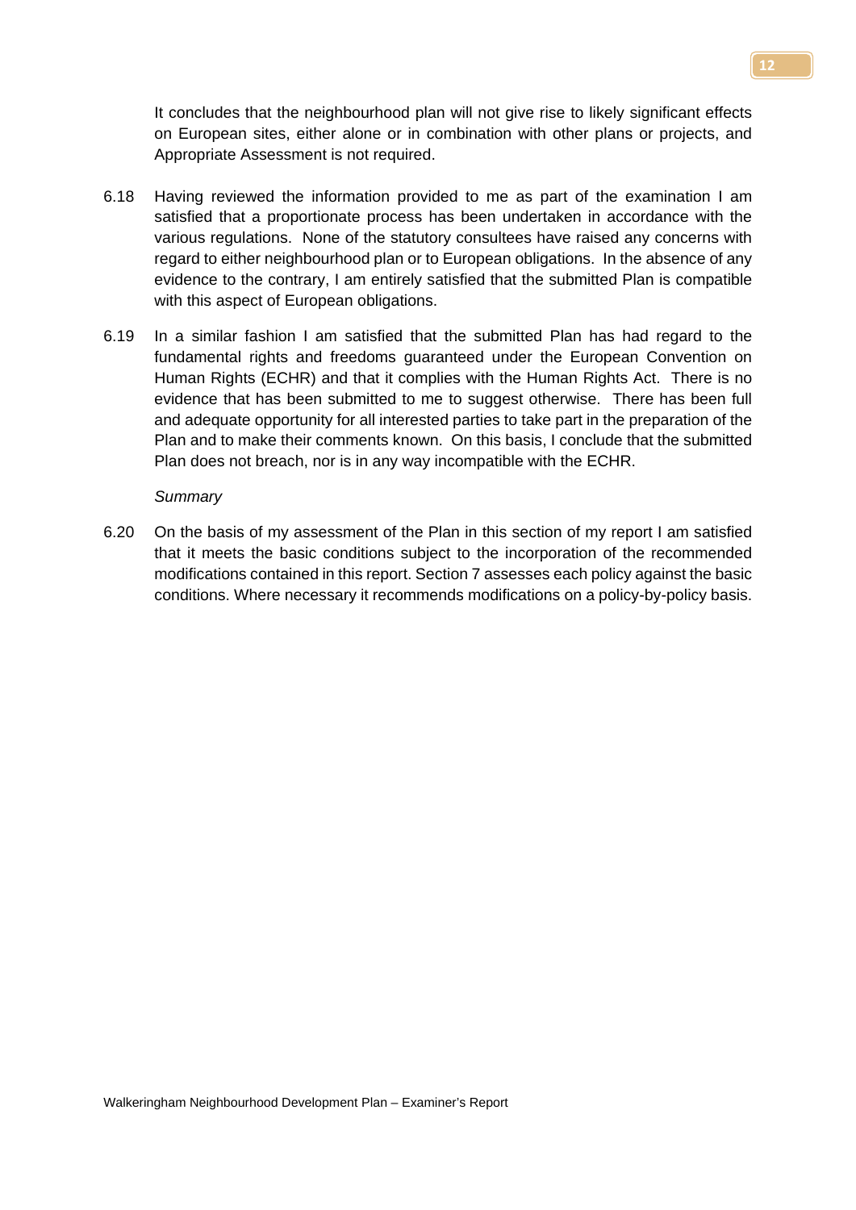It concludes that the neighbourhood plan will not give rise to likely significant effects on European sites, either alone or in combination with other plans or projects, and Appropriate Assessment is not required.

6.18 Having reviewed the information provided to me as part of the examination I am satisfied that a proportionate process has been undertaken in accordance with the various regulations. None of the statutory consultees have raised any concerns with regard to either neighbourhood plan or to European obligations. In the absence of any evidence to the contrary, I am entirely satisfied that the submitted Plan is compatible with this aspect of European obligations.

6.19 In a similar fashion I am satisfied that the submitted Plan has had regard to the fundamental rights and freedoms guaranteed under the European Convention on Human Rights (ECHR) and that it complies with the Human Rights Act. There is no evidence that has been submitted to me to suggest otherwise. There has been full and adequate opportunity for all interested parties to take part in the preparation of the Plan and to make their comments known. On this basis, I conclude that the submitted Plan does not breach, nor is in any way incompatible with the ECHR.

*Summary*

6.20 On the basis of my assessment of the Plan in this section of my report I am satisfied that it meets the basic conditions subject to the incorporation of the recommended modifications contained in this report. Section 7 assesses each policy against the basic conditions. Where necessary it recommends modifications on a policy-by-policy basis.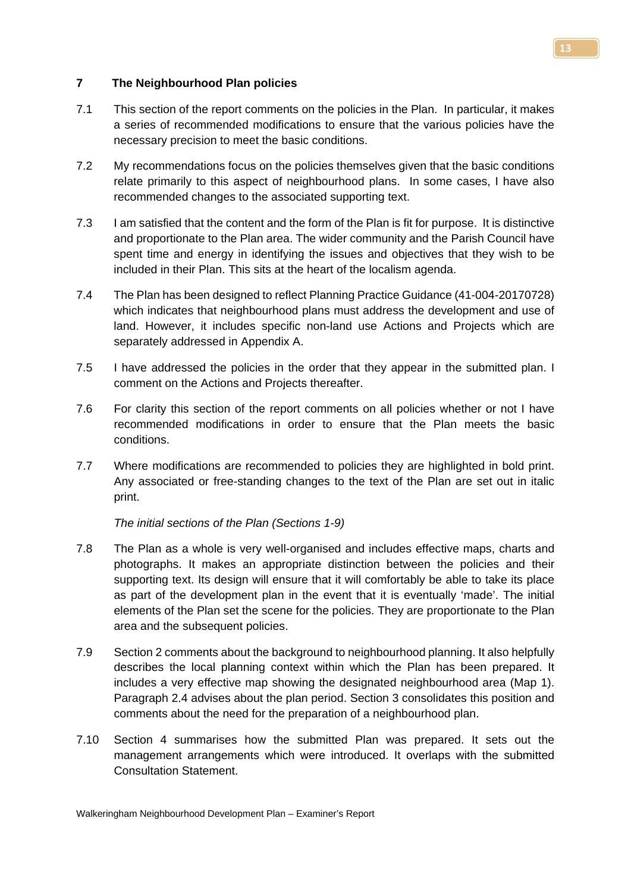## 7 The Neighbourhood Plan policies

7.1 This section of the report comments on the policies in the Plan. In particular, it makes a series of recommended modifications to ensure that the various policies have the necessary precision to meet the basic conditions.

7.2 My recommendations focus on the policies themselves given that the basic conditions relate primarily to this aspect of neighbourhood plans. In some cases, I have also recommended changes to the associated supporting text.

7.3 I am satisfied that the content and the form of the Plan is fit for purpose. It is distinctive and proportionate to the Plan area. The wider community and the Parish Council have spent time and energy in identifying the issues and objectives that they wish to be included in their Plan. This sits at the heart of the localism agenda.

7.4 The Plan has been designed to reflect Planning Practice Guidance (41-004-20170728) which indicates that neighbourhood plans must address the development and use of land. However, it includes specific non-land use Actions and Projects which are separately addressed in Appendix A.

7.5 I have addressed the policies in the order that they appear in the submitted plan. I comment on the Actions and Projects thereafter.

7.6 For clarity this section of the report comments on all policies whether or not I have recommended modifications in order to ensure that the Plan meets the basic conditions.

7.7 Where modifications are recommended to policies they are highlighted in bold print. Any associated or free-standing changes to the text of the Plan are set out in italic print.

*The initial sections of the Plan (Sections 1-9)*

7.8 The Plan as a whole is very well-organised and includes effective maps, charts and photographs. It makes an appropriate distinction between the policies and their supporting text. Its design will ensure that it will comfortably be able to take its place as part of the development plan in the event that it is eventually 'made'. The initial elements of the Plan set the scene for the policies. They are proportionate to the Plan area and the subsequent policies.

7.9 Section 2 comments about the background to neighbourhood planning. It also helpfully describes the local planning context within which the Plan has been prepared. It includes a very effective map showing the designated neighbourhood area (Map 1). Paragraph 2.4 advises about the plan period. Section 3 consolidates this position and comments about the need for the preparation of a neighbourhood plan.

7.10 Section 4 summarises how the submitted Plan was prepared. It sets out the management arrangements which were introduced. It overlaps with the submitted Consultation Statement.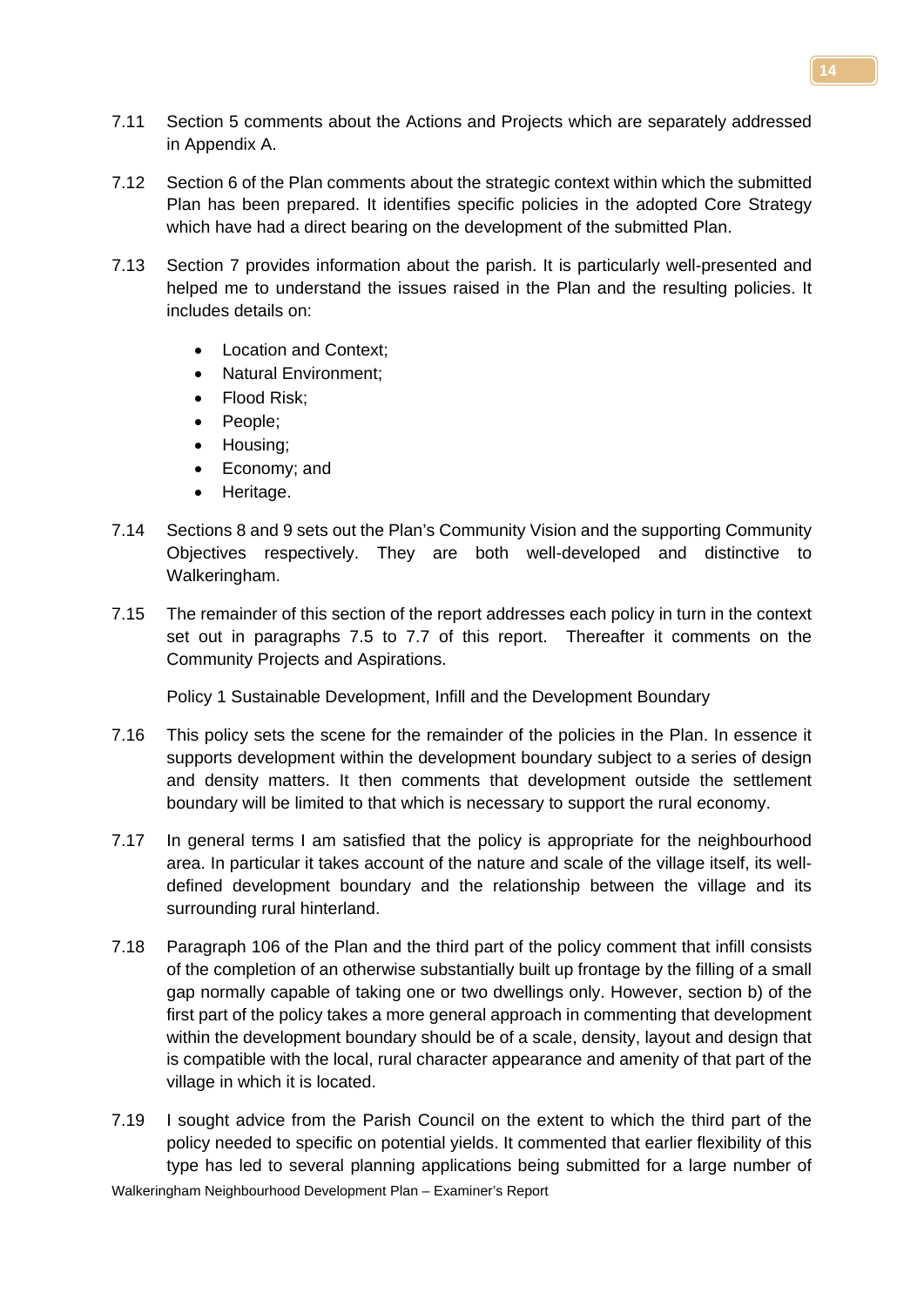7.11 Section 5 comments about the Actions and Projects which are separately addressed in Appendix A.

7.12 Section 6 of the Plan comments about the strategic context within which the submitted Plan has been prepared. It identifies specific policies in the adopted Core Strategy which have had a direct bearing on the development of the submitted Plan.

7.13 Section 7 provides information about the parish. It is particularly well-presented and helped me to understand the issues raised in the Plan and the resulting policies. It includes details on:

- Location and Context;
- Natural Environment;
- Flood Risk;
- People;
- Housing;
- Economy; and
- Heritage.

7.14 Sections 8 and 9 sets out the Plan's Community Vision and the supporting Community Objectives respectively. They are both well-developed and distinctive to Walkeringham.

7.15 The remainder of this section of the report addresses each policy in turn in the context set out in paragraphs 7.5 to 7.7 of this report. Thereafter it comments on the Community Projects and Aspirations.

Policy 1 Sustainable Development, Infill and the Development Boundary

7.16 This policy sets the scene for the remainder of the policies in the Plan. In essence it supports development within the development boundary subject to a series of design and density matters. It then comments that development outside the settlement boundary will be limited to that which is necessary to support the rural economy.

7.17 In general terms I am satisfied that the policy is appropriate for the neighbourhood area. In particular it takes account of the nature and scale of the village itself, its well-defined development boundary and the relationship between the village and its surrounding rural hinterland.

7.18 Paragraph 106 of the Plan and the third part of the policy comment that infill consists of the completion of an otherwise substantially built up frontage by the filling of a small gap normally capable of taking one or two dwellings only. However, section b) of the first part of the policy takes a more general approach in commenting that development within the development boundary should be of a scale, density, layout and design that is compatible with the local, rural character appearance and amenity of that part of the village in which it is located.

7.19 I sought advice from the Parish Council on the extent to which the third part of the policy needed to specific on potential yields. It commented that earlier flexibility of this type has led to several planning applications being submitted for a large number of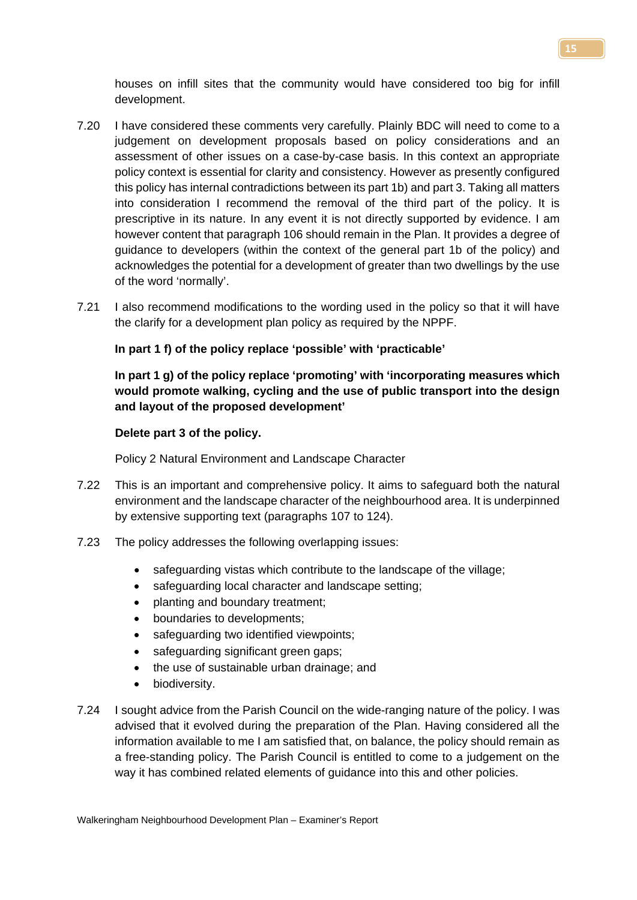houses on infill sites that the community would have considered too big for infill development.

7.20 I have considered these comments very carefully. Plainly BDC will need to come to a judgement on development proposals based on policy considerations and an assessment of other issues on a case-by-case basis. In this context an appropriate policy context is essential for clarity and consistency. However as presently configured this policy has internal contradictions between its part 1b) and part 3. Taking all matters into consideration I recommend the removal of the third part of the policy. It is prescriptive in its nature. In any event it is not directly supported by evidence. I am however content that paragraph 106 should remain in the Plan. It provides a degree of guidance to developers (within the context of the general part 1b of the policy) and acknowledges the potential for a development of greater than two dwellings by the use of the word 'normally'.

7.21 I also recommend modifications to the wording used in the policy so that it will have the clarify for a development plan policy as required by the NPPF.

**In part 1 f) of the policy replace 'possible' with 'practicable'**

**In part 1 g) of the policy replace 'promoting' with 'incorporating measures which would promote walking, cycling and the use of public transport into the design and layout of the proposed development'**

**Delete part 3 of the policy.**

Policy 2 Natural Environment and Landscape Character

7.22 This is an important and comprehensive policy. It aims to safeguard both the natural environment and the landscape character of the neighbourhood area. It is underpinned by extensive supporting text (paragraphs 107 to 124).

7.23 The policy addresses the following overlapping issues:

- safeguarding vistas which contribute to the landscape of the village;
- safeguarding local character and landscape setting;
- planting and boundary treatment;
- boundaries to developments;
- safeguarding two identified viewpoints;
- safeguarding significant green gaps;
- the use of sustainable urban drainage; and
- biodiversity.

7.24 I sought advice from the Parish Council on the wide-ranging nature of the policy. I was advised that it evolved during the preparation of the Plan. Having considered all the information available to me I am satisfied that, on balance, the policy should remain as a free-standing policy. The Parish Council is entitled to come to a judgement on the way it has combined related elements of guidance into this and other policies.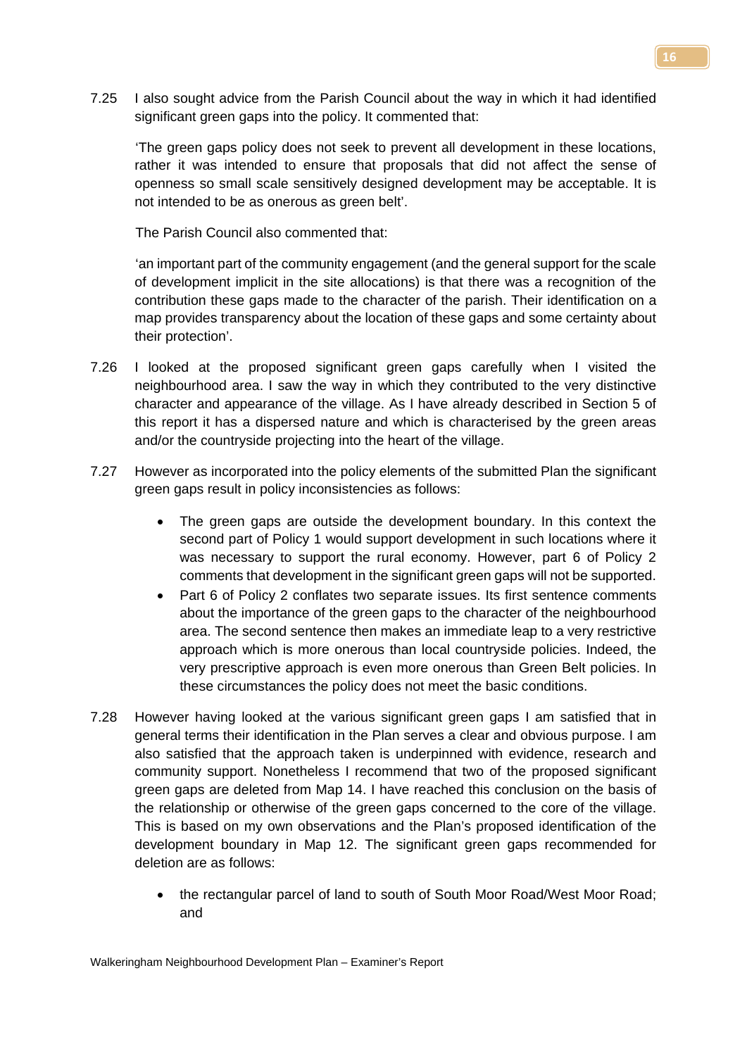7.25 I also sought advice from the Parish Council about the way in which it had identified significant green gaps into the policy. It commented that:

'The green gaps policy does not seek to prevent all development in these locations, rather it was intended to ensure that proposals that did not affect the sense of openness so small scale sensitively designed development may be acceptable. It is not intended to be as onerous as green belt'.

The Parish Council also commented that:

'an important part of the community engagement (and the general support for the scale of development implicit in the site allocations) is that there was a recognition of the contribution these gaps made to the character of the parish. Their identification on a map provides transparency about the location of these gaps and some certainty about their protection'.

7.26 I looked at the proposed significant green gaps carefully when I visited the neighbourhood area. I saw the way in which they contributed to the very distinctive character and appearance of the village. As I have already described in Section 5 of this report it has a dispersed nature and which is characterised by the green areas and/or the countryside projecting into the heart of the village.

7.27 However as incorporated into the policy elements of the submitted Plan the significant green gaps result in policy inconsistencies as follows:

- The green gaps are outside the development boundary. In this context the second part of Policy 1 would support development in such locations where it was necessary to support the rural economy. However, part 6 of Policy 2 comments that development in the significant green gaps will not be supported.
- Part 6 of Policy 2 conflates two separate issues. Its first sentence comments about the importance of the green gaps to the character of the neighbourhood area. The second sentence then makes an immediate leap to a very restrictive approach which is more onerous than local countryside policies. Indeed, the very prescriptive approach is even more onerous than Green Belt policies. In these circumstances the policy does not meet the basic conditions.

7.28 However having looked at the various significant green gaps I am satisfied that in general terms their identification in the Plan serves a clear and obvious purpose. I am also satisfied that the approach taken is underpinned with evidence, research and community support. Nonetheless I recommend that two of the proposed significant green gaps are deleted from Map 14. I have reached this conclusion on the basis of the relationship or otherwise of the green gaps concerned to the core of the village. This is based on my own observations and the Plan's proposed identification of the development boundary in Map 12. The significant green gaps recommended for deletion are as follows:

- the rectangular parcel of land to south of South Moor Road/West Moor Road; and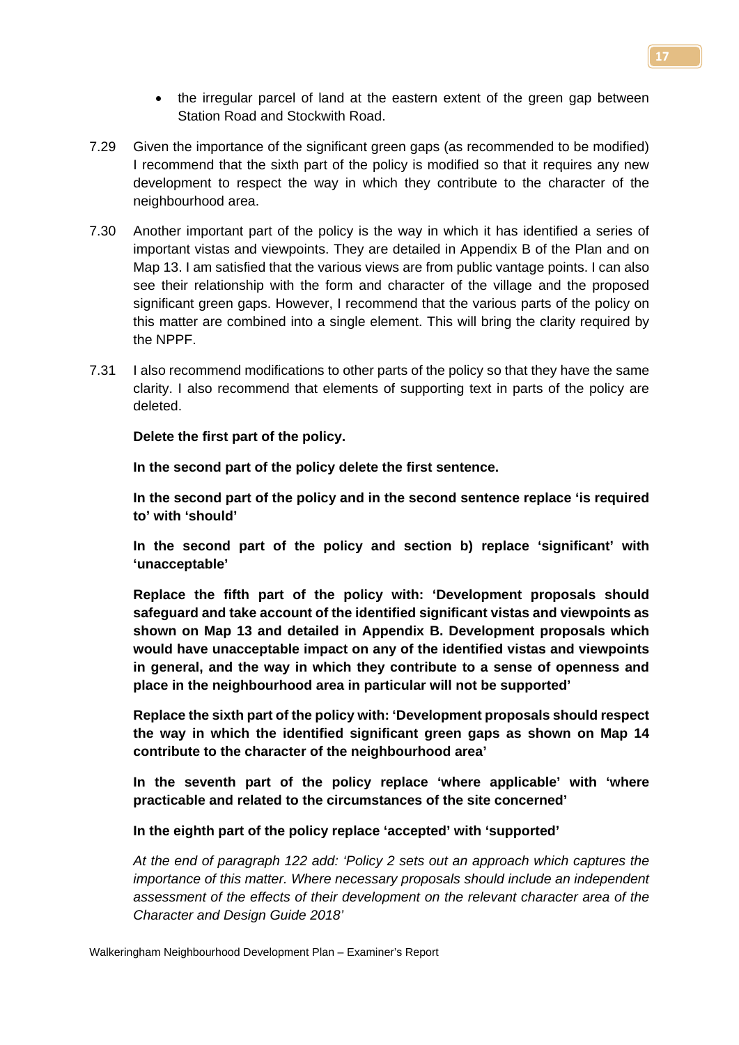- the irregular parcel of land at the eastern extent of the green gap between Station Road and Stockwith Road.

7.29 Given the importance of the significant green gaps (as recommended to be modified) I recommend that the sixth part of the policy is modified so that it requires any new development to respect the way in which they contribute to the character of the neighbourhood area.

7.30 Another important part of the policy is the way in which it has identified a series of important vistas and viewpoints. They are detailed in Appendix B of the Plan and on Map 13. I am satisfied that the various views are from public vantage points. I can also see their relationship with the form and character of the village and the proposed significant green gaps. However, I recommend that the various parts of the policy on this matter are combined into a single element. This will bring the clarity required by the NPPF.

7.31 I also recommend modifications to other parts of the policy so that they have the same clarity. I also recommend that elements of supporting text in parts of the policy are deleted.

**Delete the first part of the policy.**

**In the second part of the policy delete the first sentence.**

**In the second part of the policy and in the second sentence replace 'is required to' with 'should'**

**In the second part of the policy and section b) replace 'significant' with 'unacceptable'**

**Replace the fifth part of the policy with: 'Development proposals should safeguard and take account of the identified significant vistas and viewpoints as shown on Map 13 and detailed in Appendix B. Development proposals which would have unacceptable impact on any of the identified vistas and viewpoints in general, and the way in which they contribute to a sense of openness and place in the neighbourhood area in particular will not be supported'**

**Replace the sixth part of the policy with: 'Development proposals should respect the way in which the identified significant green gaps as shown on Map 14 contribute to the character of the neighbourhood area'**

**In the seventh part of the policy replace 'where applicable' with 'where practicable and related to the circumstances of the site concerned'**

**In the eighth part of the policy replace 'accepted' with 'supported'**

*At the end of paragraph 122 add: 'Policy 2 sets out an approach which captures the importance of this matter. Where necessary proposals should include an independent assessment of the effects of their development on the relevant character area of the Character and Design Guide 2018'*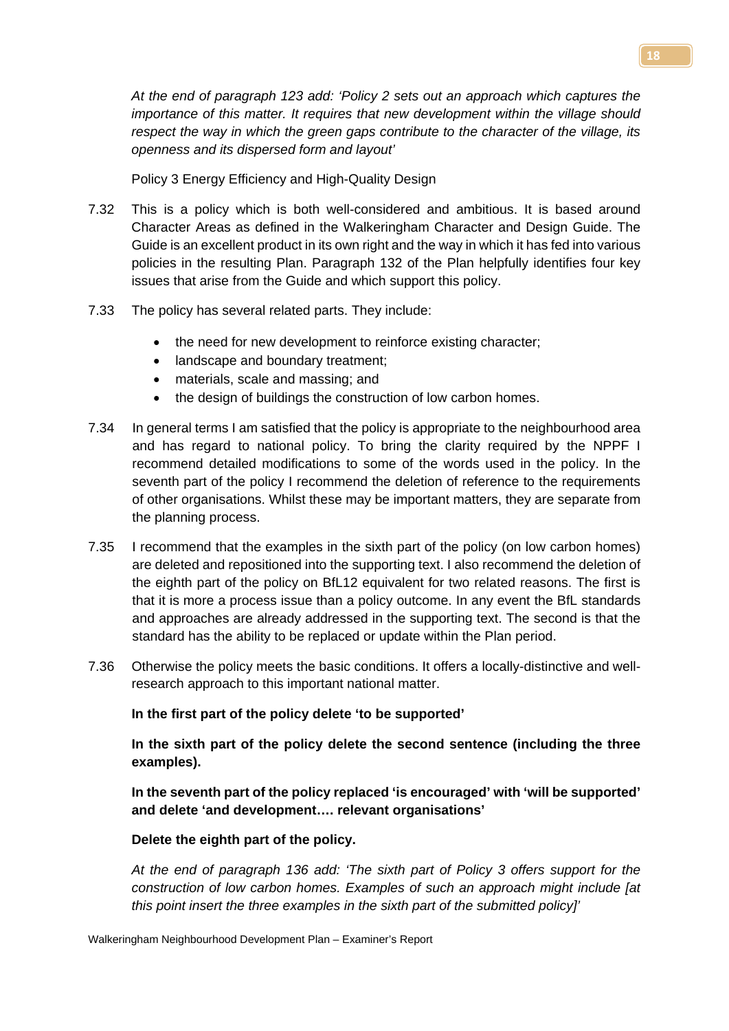*At the end of paragraph 123 add: 'Policy 2 sets out an approach which captures the importance of this matter. It requires that new development within the village should respect the way in which the green gaps contribute to the character of the village, its openness and its dispersed form and layout'*

Policy 3 Energy Efficiency and High-Quality Design

7.32 This is a policy which is both well-considered and ambitious. It is based around Character Areas as defined in the Walkeringham Character and Design Guide. The Guide is an excellent product in its own right and the way in which it has fed into various policies in the resulting Plan. Paragraph 132 of the Plan helpfully identifies four key issues that arise from the Guide and which support this policy.

7.33 The policy has several related parts. They include:

- the need for new development to reinforce existing character;
- landscape and boundary treatment;
- materials, scale and massing; and
- the design of buildings the construction of low carbon homes.

7.34 In general terms I am satisfied that the policy is appropriate to the neighbourhood area and has regard to national policy. To bring the clarity required by the NPPF I recommend detailed modifications to some of the words used in the policy. In the seventh part of the policy I recommend the deletion of reference to the requirements of other organisations. Whilst these may be important matters, they are separate from the planning process.

7.35 I recommend that the examples in the sixth part of the policy (on low carbon homes) are deleted and repositioned into the supporting text. I also recommend the deletion of the eighth part of the policy on BfL12 equivalent for two related reasons. The first is that it is more a process issue than a policy outcome. In any event the BfL standards and approaches are already addressed in the supporting text. The second is that the standard has the ability to be replaced or update within the Plan period.

7.36 Otherwise the policy meets the basic conditions. It offers a locally-distinctive and well-research approach to this important national matter.

**In the first part of the policy delete 'to be supported'**

**In the sixth part of the policy delete the second sentence (including the three examples).**

**In the seventh part of the policy replaced 'is encouraged' with 'will be supported' and delete 'and development…. relevant organisations'**

**Delete the eighth part of the policy.**

*At the end of paragraph 136 add: 'The sixth part of Policy 3 offers support for the construction of low carbon homes. Examples of such an approach might include [at this point insert the three examples in the sixth part of the submitted policy]'*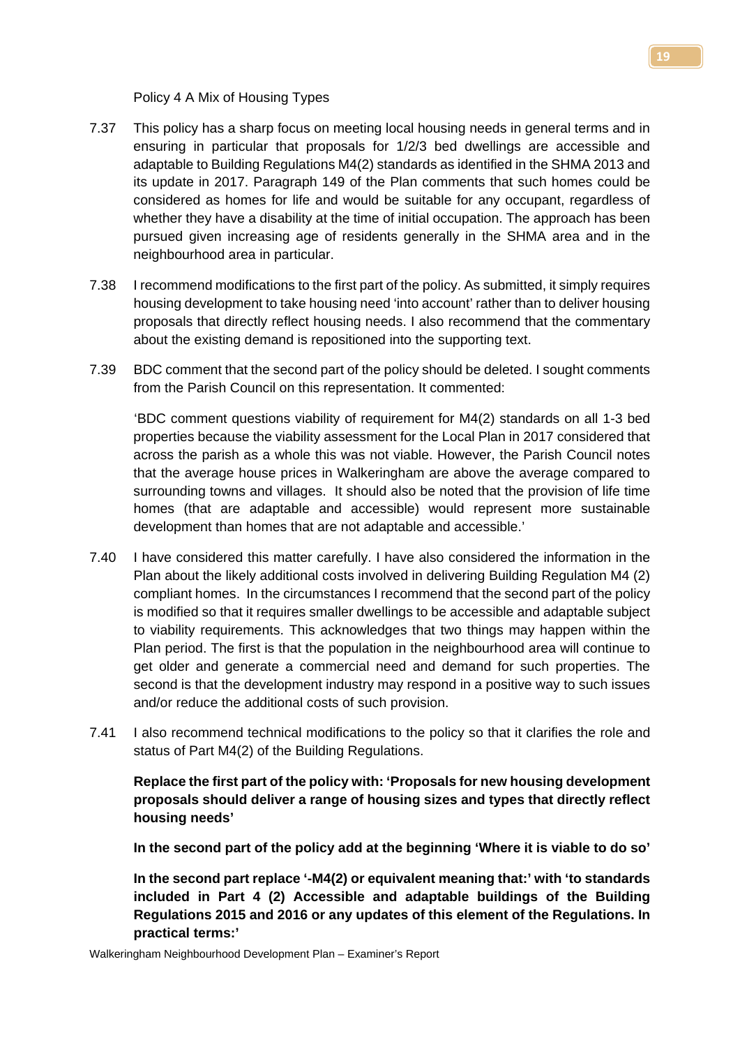Policy 4 A Mix of Housing Types

7.37 This policy has a sharp focus on meeting local housing needs in general terms and in ensuring in particular that proposals for 1/2/3 bed dwellings are accessible and adaptable to Building Regulations M4(2) standards as identified in the SHMA 2013 and its update in 2017. Paragraph 149 of the Plan comments that such homes could be considered as homes for life and would be suitable for any occupant, regardless of whether they have a disability at the time of initial occupation. The approach has been pursued given increasing age of residents generally in the SHMA area and in the neighbourhood area in particular.

7.38 I recommend modifications to the first part of the policy. As submitted, it simply requires housing development to take housing need 'into account' rather than to deliver housing proposals that directly reflect housing needs. I also recommend that the commentary about the existing demand is repositioned into the supporting text.

7.39 BDC comment that the second part of the policy should be deleted. I sought comments from the Parish Council on this representation. It commented:

'BDC comment questions viability of requirement for M4(2) standards on all 1-3 bed properties because the viability assessment for the Local Plan in 2017 considered that across the parish as a whole this was not viable. However, the Parish Council notes that the average house prices in Walkeringham are above the average compared to surrounding towns and villages. It should also be noted that the provision of life time homes (that are adaptable and accessible) would represent more sustainable development than homes that are not adaptable and accessible.'

7.40 I have considered this matter carefully. I have also considered the information in the Plan about the likely additional costs involved in delivering Building Regulation M4 (2) compliant homes. In the circumstances I recommend that the second part of the policy is modified so that it requires smaller dwellings to be accessible and adaptable subject to viability requirements. This acknowledges that two things may happen within the Plan period. The first is that the population in the neighbourhood area will continue to get older and generate a commercial need and demand for such properties. The second is that the development industry may respond in a positive way to such issues and/or reduce the additional costs of such provision.

7.41 I also recommend technical modifications to the policy so that it clarifies the role and status of Part M4(2) of the Building Regulations.

**Replace the first part of the policy with: 'Proposals for new housing development proposals should deliver a range of housing sizes and types that directly reflect housing needs'**

**In the second part of the policy add at the beginning 'Where it is viable to do so'**

**In the second part replace '-M4(2) or equivalent meaning that:' with 'to standards included in Part 4 (2) Accessible and adaptable buildings of the Building Regulations 2015 and 2016 or any updates of this element of the Regulations. In practical terms:'**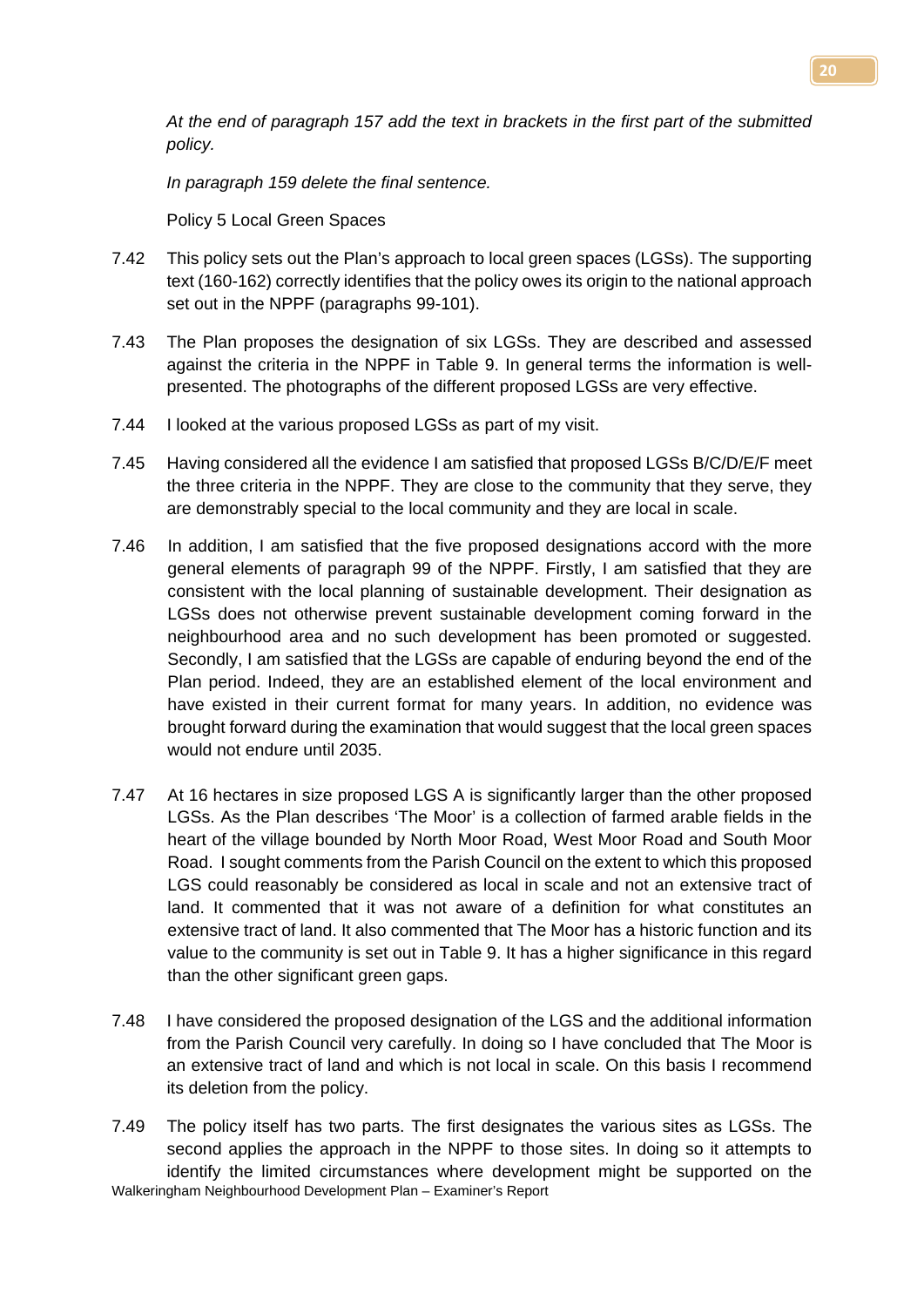*At the end of paragraph 157 add the text in brackets in the first part of the submitted policy.*

*In paragraph 159 delete the final sentence.*

Policy 5 Local Green Spaces

7.42 This policy sets out the Plan's approach to local green spaces (LGSs). The supporting text (160-162) correctly identifies that the policy owes its origin to the national approach set out in the NPPF (paragraphs 99-101).

7.43 The Plan proposes the designation of six LGSs. They are described and assessed against the criteria in the NPPF in Table 9. In general terms the information is well-presented. The photographs of the different proposed LGSs are very effective.

7.44 I looked at the various proposed LGSs as part of my visit.

7.45 Having considered all the evidence I am satisfied that proposed LGSs B/C/D/E/F meet the three criteria in the NPPF. They are close to the community that they serve, they are demonstrably special to the local community and they are local in scale.

7.46 In addition, I am satisfied that the five proposed designations accord with the more general elements of paragraph 99 of the NPPF. Firstly, I am satisfied that they are consistent with the local planning of sustainable development. Their designation as LGSs does not otherwise prevent sustainable development coming forward in the neighbourhood area and no such development has been promoted or suggested. Secondly, I am satisfied that the LGSs are capable of enduring beyond the end of the Plan period. Indeed, they are an established element of the local environment and have existed in their current format for many years. In addition, no evidence was brought forward during the examination that would suggest that the local green spaces would not endure until 2035.

7.47 At 16 hectares in size proposed LGS A is significantly larger than the other proposed LGSs. As the Plan describes 'The Moor' is a collection of farmed arable fields in the heart of the village bounded by North Moor Road, West Moor Road and South Moor Road. I sought comments from the Parish Council on the extent to which this proposed LGS could reasonably be considered as local in scale and not an extensive tract of land. It commented that it was not aware of a definition for what constitutes an extensive tract of land. It also commented that The Moor has a historic function and its value to the community is set out in Table 9. It has a higher significance in this regard than the other significant green gaps.

7.48 I have considered the proposed designation of the LGS and the additional information from the Parish Council very carefully. In doing so I have concluded that The Moor is an extensive tract of land and which is not local in scale. On this basis I recommend its deletion from the policy.

7.49 The policy itself has two parts. The first designates the various sites as LGSs. The second applies the approach in the NPPF to those sites. In doing so it attempts to identify the limited circumstances where development might be supported on the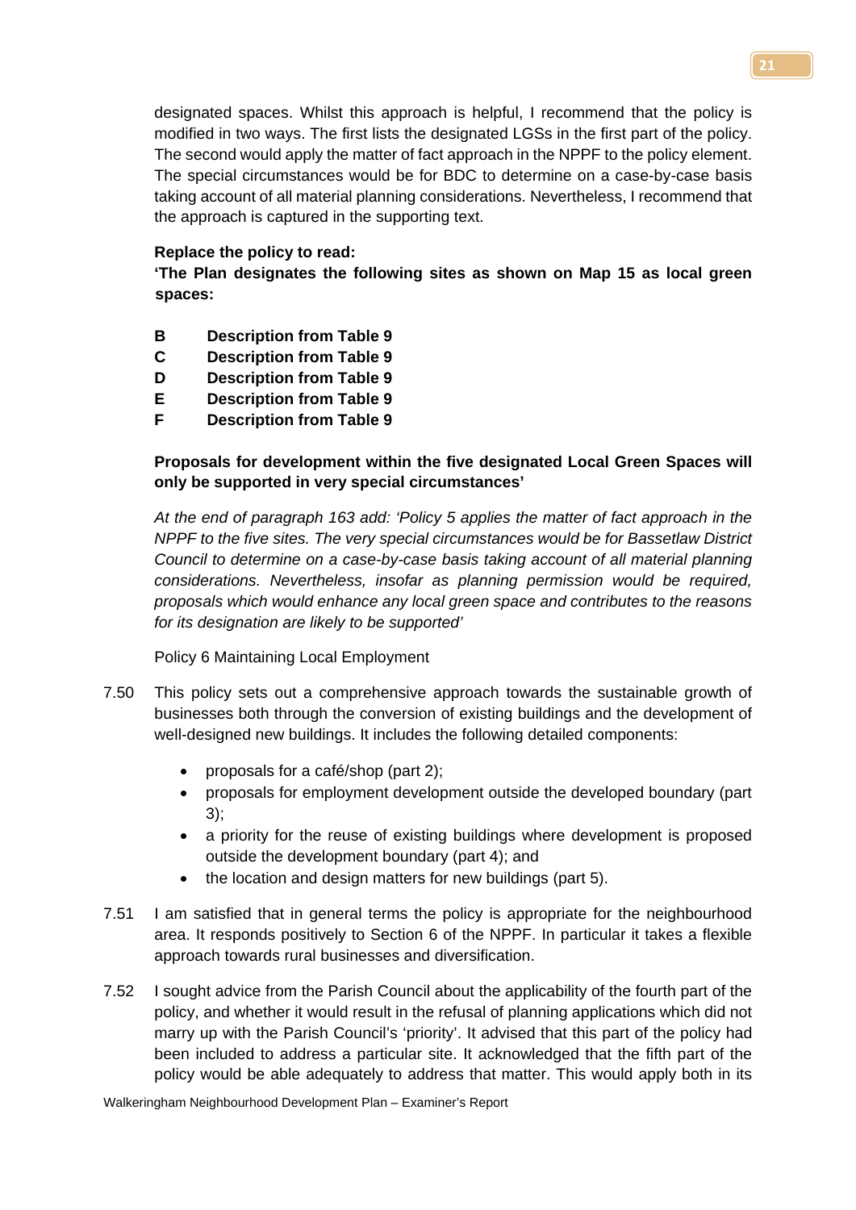designated spaces. Whilst this approach is helpful, I recommend that the policy is modified in two ways. The first lists the designated LGSs in the first part of the policy. The second would apply the matter of fact approach in the NPPF to the policy element. The special circumstances would be for BDC to determine on a case-by-case basis taking account of all material planning considerations. Nevertheless, I recommend that the approach is captured in the supporting text.

**Replace the policy to read:**

**'The Plan designates the following sites as shown on Map 15 as local green spaces:**

**B Description from Table 9**
**C Description from Table 9**
**D Description from Table 9**
**E Description from Table 9**
**F Description from Table 9**

**Proposals for development within the five designated Local Green Spaces will only be supported in very special circumstances'**

*At the end of paragraph 163 add: 'Policy 5 applies the matter of fact approach in the NPPF to the five sites. The very special circumstances would be for Bassetlaw District Council to determine on a case-by-case basis taking account of all material planning considerations. Nevertheless, insofar as planning permission would be required, proposals which would enhance any local green space and contributes to the reasons for its designation are likely to be supported'*

Policy 6 Maintaining Local Employment

7.50 This policy sets out a comprehensive approach towards the sustainable growth of businesses both through the conversion of existing buildings and the development of well-designed new buildings. It includes the following detailed components:

- proposals for a café/shop (part 2);
- proposals for employment development outside the developed boundary (part 3);
- a priority for the reuse of existing buildings where development is proposed outside the development boundary (part 4); and
- the location and design matters for new buildings (part 5).

7.51 I am satisfied that in general terms the policy is appropriate for the neighbourhood area. It responds positively to Section 6 of the NPPF. In particular it takes a flexible approach towards rural businesses and diversification.

7.52 I sought advice from the Parish Council about the applicability of the fourth part of the policy, and whether it would result in the refusal of planning applications which did not marry up with the Parish Council's 'priority'. It advised that this part of the policy had been included to address a particular site. It acknowledged that the fifth part of the policy would be able adequately to address that matter. This would apply both in its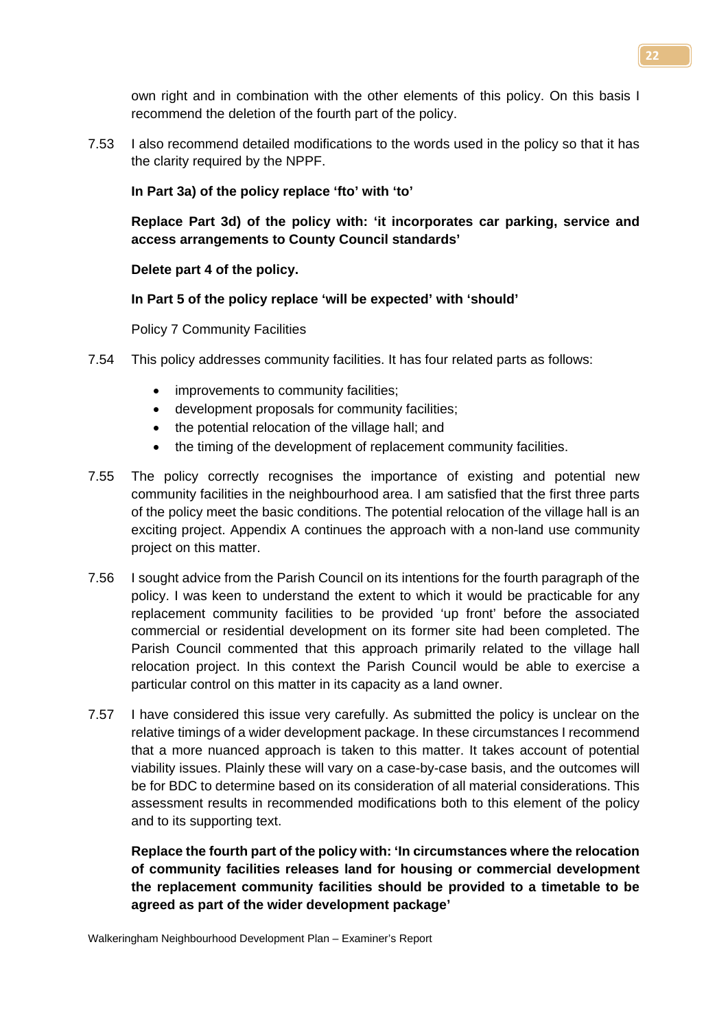own right and in combination with the other elements of this policy. On this basis I recommend the deletion of the fourth part of the policy.

7.53 I also recommend detailed modifications to the words used in the policy so that it has the clarity required by the NPPF.

**In Part 3a) of the policy replace 'fto' with 'to'**

**Replace Part 3d) of the policy with: 'it incorporates car parking, service and access arrangements to County Council standards'**

**Delete part 4 of the policy.**

**In Part 5 of the policy replace 'will be expected' with 'should'**

Policy 7 Community Facilities

7.54 This policy addresses community facilities. It has four related parts as follows:

- improvements to community facilities;
- development proposals for community facilities;
- the potential relocation of the village hall; and
- the timing of the development of replacement community facilities.

7.55 The policy correctly recognises the importance of existing and potential new community facilities in the neighbourhood area. I am satisfied that the first three parts of the policy meet the basic conditions. The potential relocation of the village hall is an exciting project. Appendix A continues the approach with a non-land use community project on this matter.

7.56 I sought advice from the Parish Council on its intentions for the fourth paragraph of the policy. I was keen to understand the extent to which it would be practicable for any replacement community facilities to be provided 'up front' before the associated commercial or residential development on its former site had been completed. The Parish Council commented that this approach primarily related to the village hall relocation project. In this context the Parish Council would be able to exercise a particular control on this matter in its capacity as a land owner.

7.57 I have considered this issue very carefully. As submitted the policy is unclear on the relative timings of a wider development package. In these circumstances I recommend that a more nuanced approach is taken to this matter. It takes account of potential viability issues. Plainly these will vary on a case-by-case basis, and the outcomes will be for BDC to determine based on its consideration of all material considerations. This assessment results in recommended modifications both to this element of the policy and to its supporting text.

**Replace the fourth part of the policy with: 'In circumstances where the relocation of community facilities releases land for housing or commercial development the replacement community facilities should be provided to a timetable to be agreed as part of the wider development package'**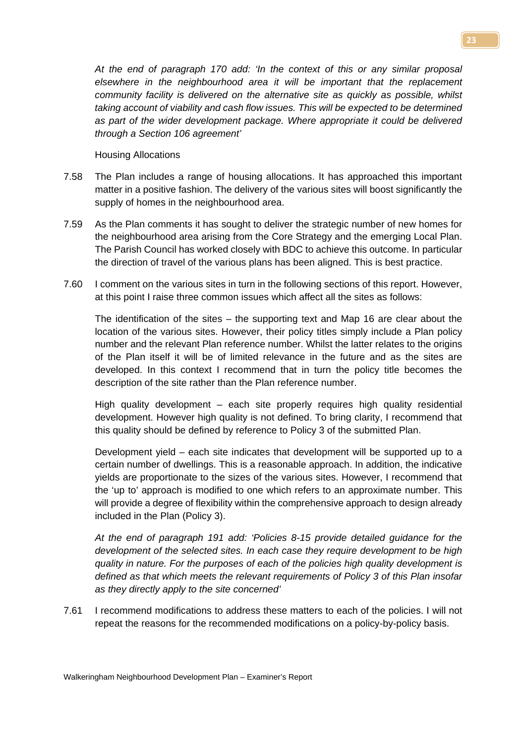*At the end of paragraph 170 add: 'In the context of this or any similar proposal elsewhere in the neighbourhood area it will be important that the replacement community facility is delivered on the alternative site as quickly as possible, whilst taking account of viability and cash flow issues. This will be expected to be determined as part of the wider development package. Where appropriate it could be delivered through a Section 106 agreement'*

Housing Allocations

7.58 The Plan includes a range of housing allocations. It has approached this important matter in a positive fashion. The delivery of the various sites will boost significantly the supply of homes in the neighbourhood area.

7.59 As the Plan comments it has sought to deliver the strategic number of new homes for the neighbourhood area arising from the Core Strategy and the emerging Local Plan. The Parish Council has worked closely with BDC to achieve this outcome. In particular the direction of travel of the various plans has been aligned. This is best practice.

7.60 I comment on the various sites in turn in the following sections of this report. However, at this point I raise three common issues which affect all the sites as follows:

The identification of the sites – the supporting text and Map 16 are clear about the location of the various sites. However, their policy titles simply include a Plan policy number and the relevant Plan reference number. Whilst the latter relates to the origins of the Plan itself it will be of limited relevance in the future and as the sites are developed. In this context I recommend that in turn the policy title becomes the description of the site rather than the Plan reference number.

High quality development – each site properly requires high quality residential development. However high quality is not defined. To bring clarity, I recommend that this quality should be defined by reference to Policy 3 of the submitted Plan.

Development yield – each site indicates that development will be supported up to a certain number of dwellings. This is a reasonable approach. In addition, the indicative yields are proportionate to the sizes of the various sites. However, I recommend that the 'up to' approach is modified to one which refers to an approximate number. This will provide a degree of flexibility within the comprehensive approach to design already included in the Plan (Policy 3).

*At the end of paragraph 191 add: 'Policies 8-15 provide detailed guidance for the development of the selected sites. In each case they require development to be high quality in nature. For the purposes of each of the policies high quality development is defined as that which meets the relevant requirements of Policy 3 of this Plan insofar as they directly apply to the site concerned'*

7.61 I recommend modifications to address these matters to each of the policies. I will not repeat the reasons for the recommended modifications on a policy-by-policy basis.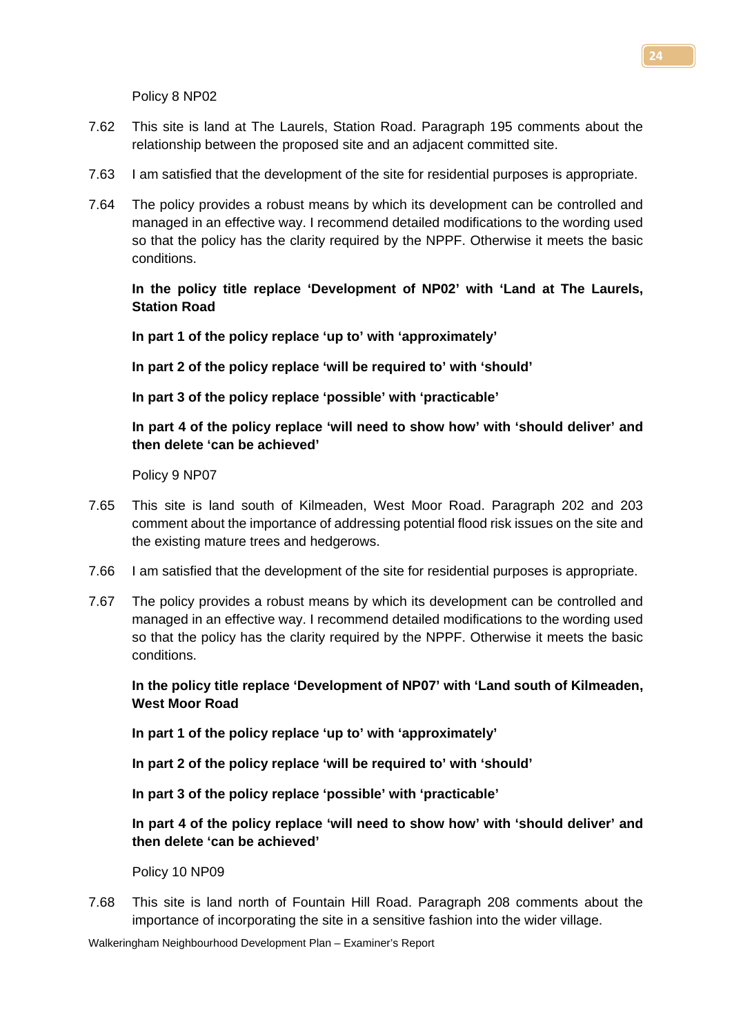Policy 8 NP02

7.62 This site is land at The Laurels, Station Road. Paragraph 195 comments about the relationship between the proposed site and an adjacent committed site.

7.63 I am satisfied that the development of the site for residential purposes is appropriate.

7.64 The policy provides a robust means by which its development can be controlled and managed in an effective way. I recommend detailed modifications to the wording used so that the policy has the clarity required by the NPPF. Otherwise it meets the basic conditions.

**In the policy title replace 'Development of NP02' with 'Land at The Laurels, Station Road**

**In part 1 of the policy replace 'up to' with 'approximately'**

**In part 2 of the policy replace 'will be required to' with 'should'**

**In part 3 of the policy replace 'possible' with 'practicable'**

**In part 4 of the policy replace 'will need to show how' with 'should deliver' and then delete 'can be achieved'**

Policy 9 NP07

7.65 This site is land south of Kilmeaden, West Moor Road. Paragraph 202 and 203 comment about the importance of addressing potential flood risk issues on the site and the existing mature trees and hedgerows.

7.66 I am satisfied that the development of the site for residential purposes is appropriate.

7.67 The policy provides a robust means by which its development can be controlled and managed in an effective way. I recommend detailed modifications to the wording used so that the policy has the clarity required by the NPPF. Otherwise it meets the basic conditions.

**In the policy title replace 'Development of NP07' with 'Land south of Kilmeaden, West Moor Road**

**In part 1 of the policy replace 'up to' with 'approximately'**

**In part 2 of the policy replace 'will be required to' with 'should'**

**In part 3 of the policy replace 'possible' with 'practicable'**

**In part 4 of the policy replace 'will need to show how' with 'should deliver' and then delete 'can be achieved'**

Policy 10 NP09

7.68 This site is land north of Fountain Hill Road. Paragraph 208 comments about the importance of incorporating the site in a sensitive fashion into the wider village.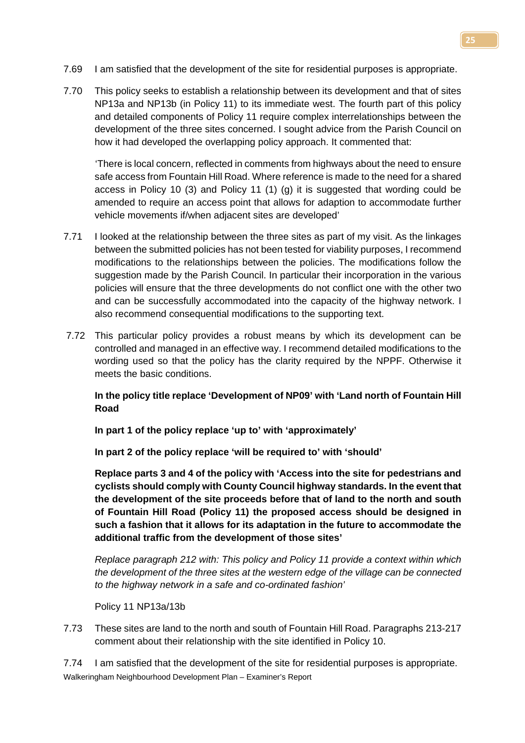7.69 I am satisfied that the development of the site for residential purposes is appropriate.

7.70 This policy seeks to establish a relationship between its development and that of sites NP13a and NP13b (in Policy 11) to its immediate west. The fourth part of this policy and detailed components of Policy 11 require complex interrelationships between the development of the three sites concerned. I sought advice from the Parish Council on how it had developed the overlapping policy approach. It commented that:

'There is local concern, reflected in comments from highways about the need to ensure safe access from Fountain Hill Road. Where reference is made to the need for a shared access in Policy 10 (3) and Policy 11 (1) (g) it is suggested that wording could be amended to require an access point that allows for adaption to accommodate further vehicle movements if/when adjacent sites are developed'

7.71 I looked at the relationship between the three sites as part of my visit. As the linkages between the submitted policies has not been tested for viability purposes, I recommend modifications to the relationships between the policies. The modifications follow the suggestion made by the Parish Council. In particular their incorporation in the various policies will ensure that the three developments do not conflict one with the other two and can be successfully accommodated into the capacity of the highway network. I also recommend consequential modifications to the supporting text.

7.72 This particular policy provides a robust means by which its development can be controlled and managed in an effective way. I recommend detailed modifications to the wording used so that the policy has the clarity required by the NPPF. Otherwise it meets the basic conditions.

**In the policy title replace 'Development of NP09' with 'Land north of Fountain Hill Road**

**In part 1 of the policy replace 'up to' with 'approximately'**

**In part 2 of the policy replace 'will be required to' with 'should'**

**Replace parts 3 and 4 of the policy with 'Access into the site for pedestrians and cyclists should comply with County Council highway standards. In the event that the development of the site proceeds before that of land to the north and south of Fountain Hill Road (Policy 11) the proposed access should be designed in such a fashion that it allows for its adaptation in the future to accommodate the additional traffic from the development of those sites'**

*Replace paragraph 212 with: This policy and Policy 11 provide a context within which the development of the three sites at the western edge of the village can be connected to the highway network in a safe and co-ordinated fashion'*

Policy 11 NP13a/13b

7.73 These sites are land to the north and south of Fountain Hill Road. Paragraphs 213-217 comment about their relationship with the site identified in Policy 10.

7.74 I am satisfied that the development of the site for residential purposes is appropriate.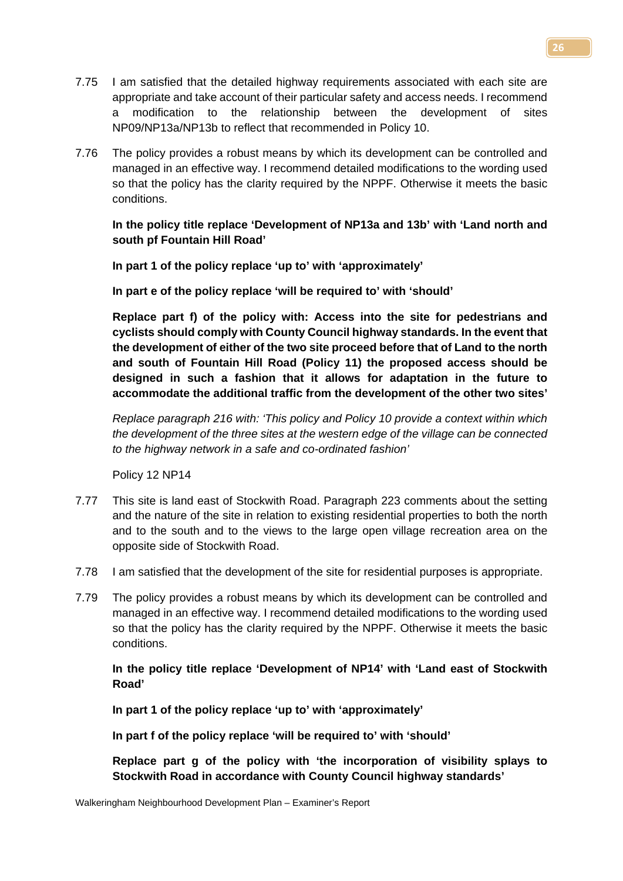7.75 I am satisfied that the detailed highway requirements associated with each site are appropriate and take account of their particular safety and access needs. I recommend a modification to the relationship between the development of sites NP09/NP13a/NP13b to reflect that recommended in Policy 10.

7.76 The policy provides a robust means by which its development can be controlled and managed in an effective way. I recommend detailed modifications to the wording used so that the policy has the clarity required by the NPPF. Otherwise it meets the basic conditions.

**In the policy title replace 'Development of NP13a and 13b' with 'Land north and south pf Fountain Hill Road'**

**In part 1 of the policy replace 'up to' with 'approximately'**

**In part e of the policy replace 'will be required to' with 'should'**

**Replace part f) of the policy with: Access into the site for pedestrians and cyclists should comply with County Council highway standards. In the event that the development of either of the two site proceed before that of Land to the north and south of Fountain Hill Road (Policy 11) the proposed access should be designed in such a fashion that it allows for adaptation in the future to accommodate the additional traffic from the development of the other two sites'**

*Replace paragraph 216 with: 'This policy and Policy 10 provide a context within which the development of the three sites at the western edge of the village can be connected to the highway network in a safe and co-ordinated fashion'*

Policy 12 NP14

7.77 This site is land east of Stockwith Road. Paragraph 223 comments about the setting and the nature of the site in relation to existing residential properties to both the north and to the south and to the views to the large open village recreation area on the opposite side of Stockwith Road.

7.78 I am satisfied that the development of the site for residential purposes is appropriate.

7.79 The policy provides a robust means by which its development can be controlled and managed in an effective way. I recommend detailed modifications to the wording used so that the policy has the clarity required by the NPPF. Otherwise it meets the basic conditions.

**In the policy title replace 'Development of NP14' with 'Land east of Stockwith Road'**

**In part 1 of the policy replace 'up to' with 'approximately'**

**In part f of the policy replace 'will be required to' with 'should'**

**Replace part g of the policy with 'the incorporation of visibility splays to Stockwith Road in accordance with County Council highway standards'**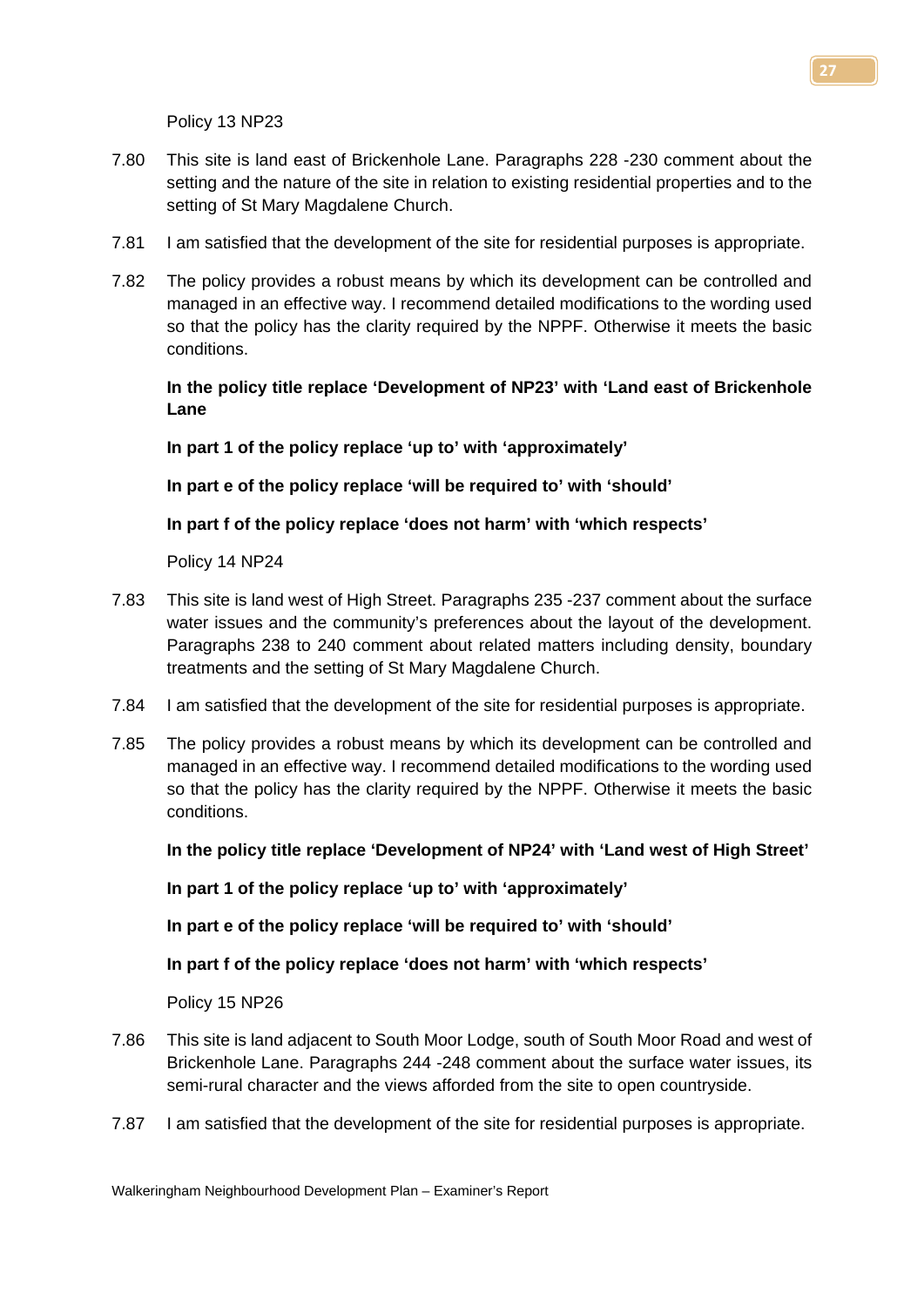Policy 13 NP23

7.80 This site is land east of Brickenhole Lane. Paragraphs 228 -230 comment about the setting and the nature of the site in relation to existing residential properties and to the setting of St Mary Magdalene Church.

7.81 I am satisfied that the development of the site for residential purposes is appropriate.

7.82 The policy provides a robust means by which its development can be controlled and managed in an effective way. I recommend detailed modifications to the wording used so that the policy has the clarity required by the NPPF. Otherwise it meets the basic conditions.

**In the policy title replace 'Development of NP23' with 'Land east of Brickenhole Lane**

**In part 1 of the policy replace 'up to' with 'approximately'**

**In part e of the policy replace 'will be required to' with 'should'**

**In part f of the policy replace 'does not harm' with 'which respects'**

Policy 14 NP24

7.83 This site is land west of High Street. Paragraphs 235 -237 comment about the surface water issues and the community's preferences about the layout of the development. Paragraphs 238 to 240 comment about related matters including density, boundary treatments and the setting of St Mary Magdalene Church.

7.84 I am satisfied that the development of the site for residential purposes is appropriate.

7.85 The policy provides a robust means by which its development can be controlled and managed in an effective way. I recommend detailed modifications to the wording used so that the policy has the clarity required by the NPPF. Otherwise it meets the basic conditions.

**In the policy title replace 'Development of NP24' with 'Land west of High Street'**

**In part 1 of the policy replace 'up to' with 'approximately'**

**In part e of the policy replace 'will be required to' with 'should'**

**In part f of the policy replace 'does not harm' with 'which respects'**

Policy 15 NP26

7.86 This site is land adjacent to South Moor Lodge, south of South Moor Road and west of Brickenhole Lane. Paragraphs 244 -248 comment about the surface water issues, its semi-rural character and the views afforded from the site to open countryside.

7.87 I am satisfied that the development of the site for residential purposes is appropriate.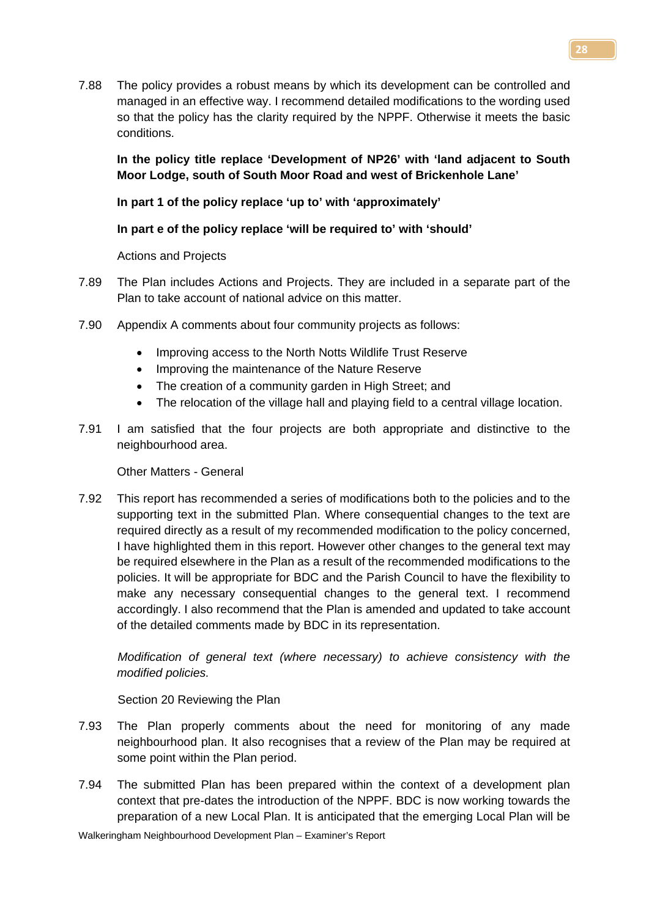7.88 The policy provides a robust means by which its development can be controlled and managed in an effective way. I recommend detailed modifications to the wording used so that the policy has the clarity required by the NPPF. Otherwise it meets the basic conditions.

**In the policy title replace 'Development of NP26' with 'land adjacent to South Moor Lodge, south of South Moor Road and west of Brickenhole Lane'**

**In part 1 of the policy replace 'up to' with 'approximately'**

**In part e of the policy replace 'will be required to' with 'should'**

Actions and Projects

7.89 The Plan includes Actions and Projects. They are included in a separate part of the Plan to take account of national advice on this matter.

7.90 Appendix A comments about four community projects as follows:

- Improving access to the North Notts Wildlife Trust Reserve
- Improving the maintenance of the Nature Reserve
- The creation of a community garden in High Street; and
- The relocation of the village hall and playing field to a central village location.

7.91 I am satisfied that the four projects are both appropriate and distinctive to the neighbourhood area.

Other Matters - General

7.92 This report has recommended a series of modifications both to the policies and to the supporting text in the submitted Plan. Where consequential changes to the text are required directly as a result of my recommended modification to the policy concerned, I have highlighted them in this report. However other changes to the general text may be required elsewhere in the Plan as a result of the recommended modifications to the policies. It will be appropriate for BDC and the Parish Council to have the flexibility to make any necessary consequential changes to the general text. I recommend accordingly. I also recommend that the Plan is amended and updated to take account of the detailed comments made by BDC in its representation.

*Modification of general text (where necessary) to achieve consistency with the modified policies.*

Section 20 Reviewing the Plan

7.93 The Plan properly comments about the need for monitoring of any made neighbourhood plan. It also recognises that a review of the Plan may be required at some point within the Plan period.

7.94 The submitted Plan has been prepared within the context of a development plan context that pre-dates the introduction of the NPPF. BDC is now working towards the preparation of a new Local Plan. It is anticipated that the emerging Local Plan will be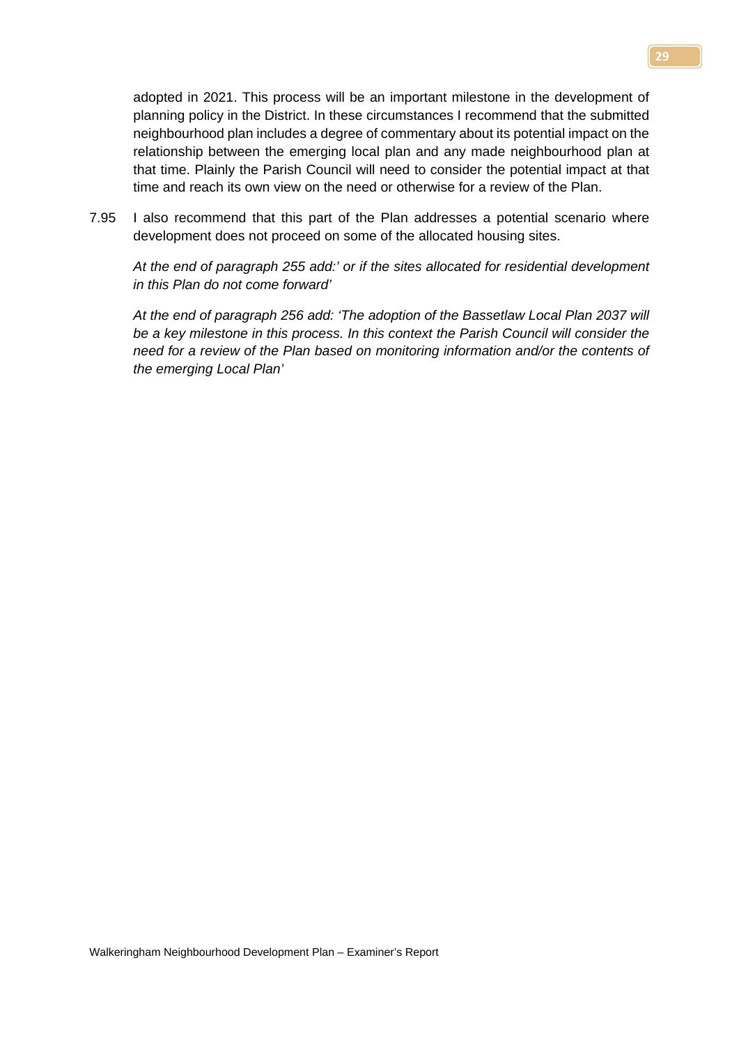adopted in 2021. This process will be an important milestone in the development of planning policy in the District. In these circumstances I recommend that the submitted neighbourhood plan includes a degree of commentary about its potential impact on the relationship between the emerging local plan and any made neighbourhood plan at that time. Plainly the Parish Council will need to consider the potential impact at that time and reach its own view on the need or otherwise for a review of the Plan.

7.95 I also recommend that this part of the Plan addresses a potential scenario where development does not proceed on some of the allocated housing sites.

*At the end of paragraph 255 add:' or if the sites allocated for residential development in this Plan do not come forward'*

*At the end of paragraph 256 add: 'The adoption of the Bassetlaw Local Plan 2037 will be a key milestone in this process. In this context the Parish Council will consider the need for a review of the Plan based on monitoring information and/or the contents of the emerging Local Plan'*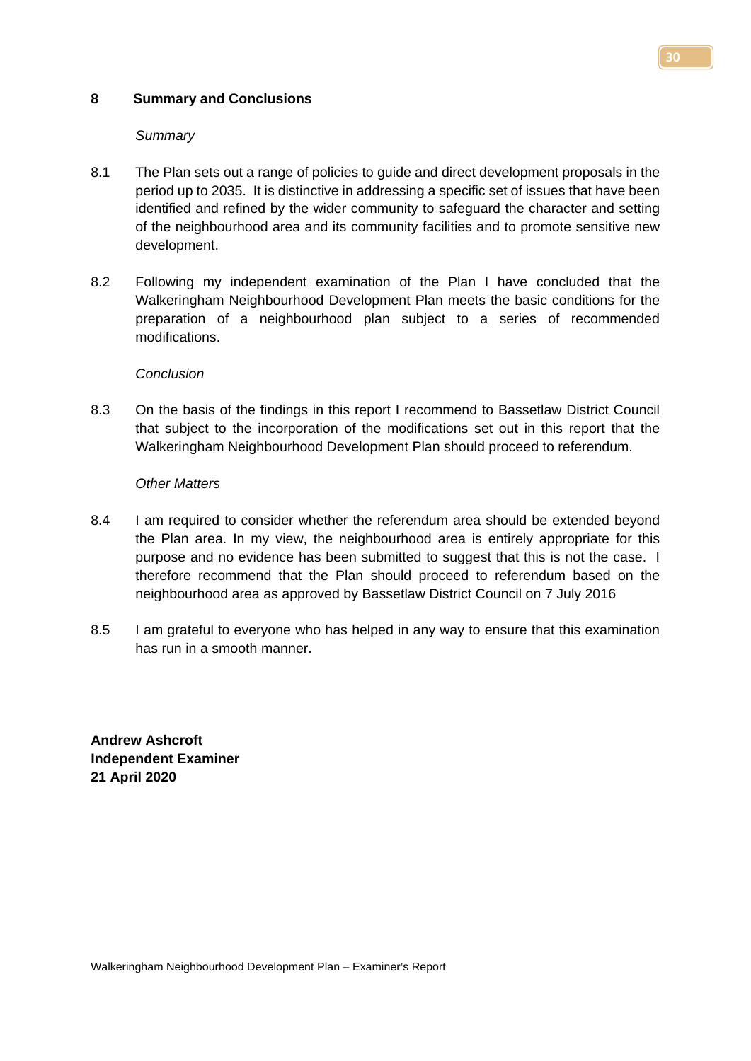## 8 Summary and Conclusions

*Summary*

8.1 The Plan sets out a range of policies to guide and direct development proposals in the period up to 2035. It is distinctive in addressing a specific set of issues that have been identified and refined by the wider community to safeguard the character and setting of the neighbourhood area and its community facilities and to promote sensitive new development.

8.2 Following my independent examination of the Plan I have concluded that the Walkeringham Neighbourhood Development Plan meets the basic conditions for the preparation of a neighbourhood plan subject to a series of recommended modifications.

*Conclusion*

8.3 On the basis of the findings in this report I recommend to Bassetlaw District Council that subject to the incorporation of the modifications set out in this report that the Walkeringham Neighbourhood Development Plan should proceed to referendum.

*Other Matters*

8.4 I am required to consider whether the referendum area should be extended beyond the Plan area. In my view, the neighbourhood area is entirely appropriate for this purpose and no evidence has been submitted to suggest that this is not the case. I therefore recommend that the Plan should proceed to referendum based on the neighbourhood area as approved by Bassetlaw District Council on 7 July 2016

8.5 I am grateful to everyone who has helped in any way to ensure that this examination has run in a smooth manner.

**Andrew Ashcroft**
**Independent Examiner**
**21 April 2020**